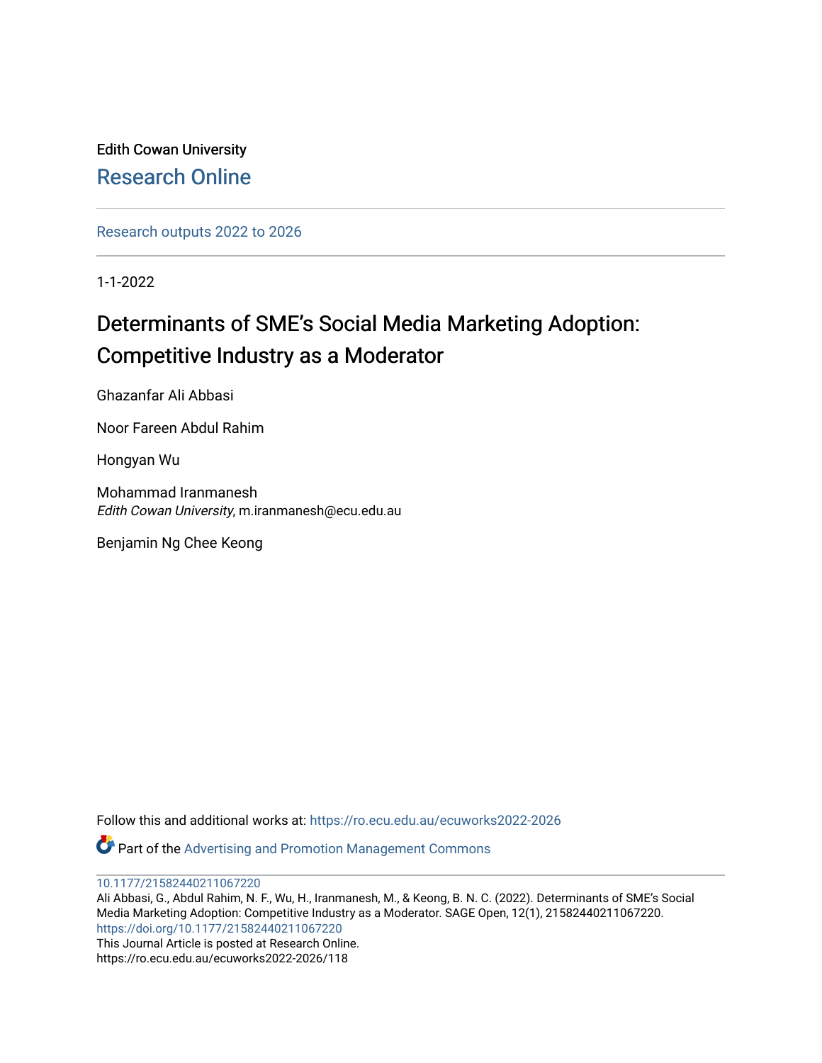Edith Cowan University

Research Online

Research outputs 2022 to 2026

1-1-2022

# Determinants of SME's Social Media Marketing Adoption: Competitive Industry as a Moderator

Ghazanfar Ali Abbasi

Noor Fareen Abdul Rahim

Hongyan Wu

Mohammad Iranmanesh
*Edith Cowan University*, m.iranmanesh@ecu.edu.au

Benjamin Ng Chee Keong

Follow this and additional works at: https://ro.ecu.edu.au/ecuworks2022-2026

Part of the Advertising and Promotion Management Commons

10.1177/21582440211067220
Ali Abbasi, G., Abdul Rahim, N. F., Wu, H., Iranmanesh, M., & Keong, B. N. C. (2022). Determinants of SME's Social Media Marketing Adoption: Competitive Industry as a Moderator. SAGE Open, 12(1), 21582440211067220.
https://doi.org/10.1177/21582440211067220
This Journal Article is posted at Research Online.
https://ro.ecu.edu.au/ecuworks2022-2026/118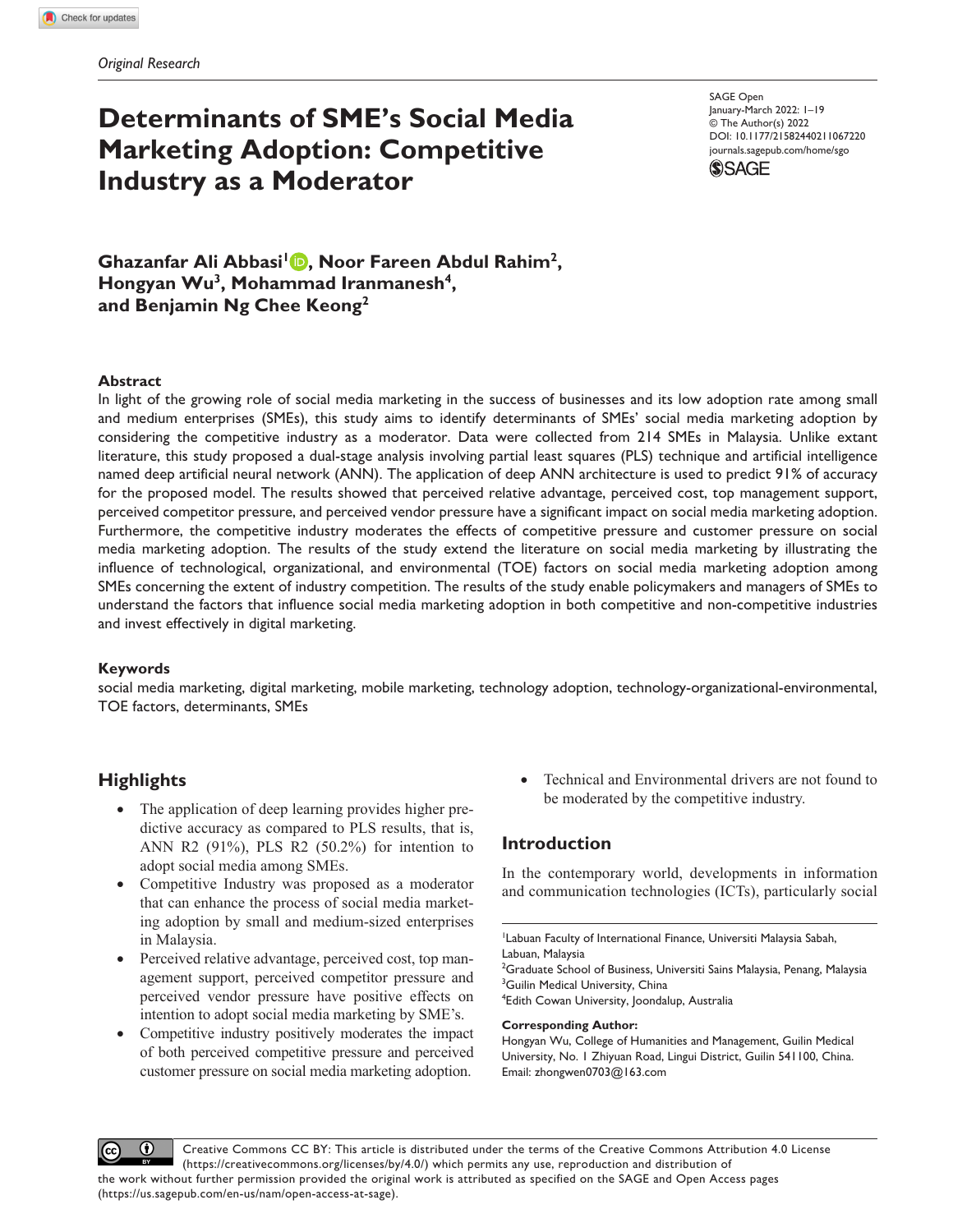*Original Research*

# Determinants of SME's Social Media Marketing Adoption: Competitive Industry as a Moderator

SAGE Open
January-March 2022: 1–19
© The Author(s) 2022
DOI: 10.1177/21582440211067220
journals.sagepub.com/home/sgo

**Ghazanfar Ali Abbasi[1], Noor Fareen Abdul Rahim[2], Hongyan Wu[3], Mohammad Iranmanesh[4], and Benjamin Ng Chee Keong[2]**

## Abstract

In light of the growing role of social media marketing in the success of businesses and its low adoption rate among small and medium enterprises (SMEs), this study aims to identify determinants of SMEs' social media marketing adoption by considering the competitive industry as a moderator. Data were collected from 214 SMEs in Malaysia. Unlike extant literature, this study proposed a dual-stage analysis involving partial least squares (PLS) technique and artificial intelligence named deep artificial neural network (ANN). The application of deep ANN architecture is used to predict 91% of accuracy for the proposed model. The results showed that perceived relative advantage, perceived cost, top management support, perceived competitor pressure, and perceived vendor pressure have a significant impact on social media marketing adoption. Furthermore, the competitive industry moderates the effects of competitive pressure and customer pressure on social media marketing adoption. The results of the study extend the literature on social media marketing by illustrating the influence of technological, organizational, and environmental (TOE) factors on social media marketing adoption among SMEs concerning the extent of industry competition. The results of the study enable policymakers and managers of SMEs to understand the factors that influence social media marketing adoption in both competitive and non-competitive industries and invest effectively in digital marketing.

## Keywords

social media marketing, digital marketing, mobile marketing, technology adoption, technology-organizational-environmental, TOE factors, determinants, SMEs

## Highlights

- The application of deep learning provides higher predictive accuracy as compared to PLS results, that is, ANN R2 (91%), PLS R2 (50.2%) for intention to adopt social media among SMEs.
- Competitive Industry was proposed as a moderator that can enhance the process of social media marketing adoption by small and medium-sized enterprises in Malaysia.
- Perceived relative advantage, perceived cost, top management support, perceived competitor pressure and perceived vendor pressure have positive effects on intention to adopt social media marketing by SME's.
- Competitive industry positively moderates the impact of both perceived competitive pressure and perceived customer pressure on social media marketing adoption.
- Technical and Environmental drivers are not found to be moderated by the competitive industry.

## Introduction

In the contemporary world, developments in information and communication technologies (ICTs), particularly social

[1]Labuan Faculty of International Finance, Universiti Malaysia Sabah, Labuan, Malaysia
[2]Graduate School of Business, Universiti Sains Malaysia, Penang, Malaysia
[3]Guilin Medical University, China
[4]Edith Cowan University, Joondalup, Australia

**Corresponding Author:**
Hongyan Wu, College of Humanities and Management, Guilin Medical University, No. 1 Zhiyuan Road, Lingui District, Guilin 541100, China.
Email: zhongwen0703@163.com

Creative Commons CC BY: This article is distributed under the terms of the Creative Commons Attribution 4.0 License (https://creativecommons.org/licenses/by/4.0/) which permits any use, reproduction and distribution of the work without further permission provided the original work is attributed as specified on the SAGE and Open Access pages (https://us.sagepub.com/en-us/nam/open-access-at-sage).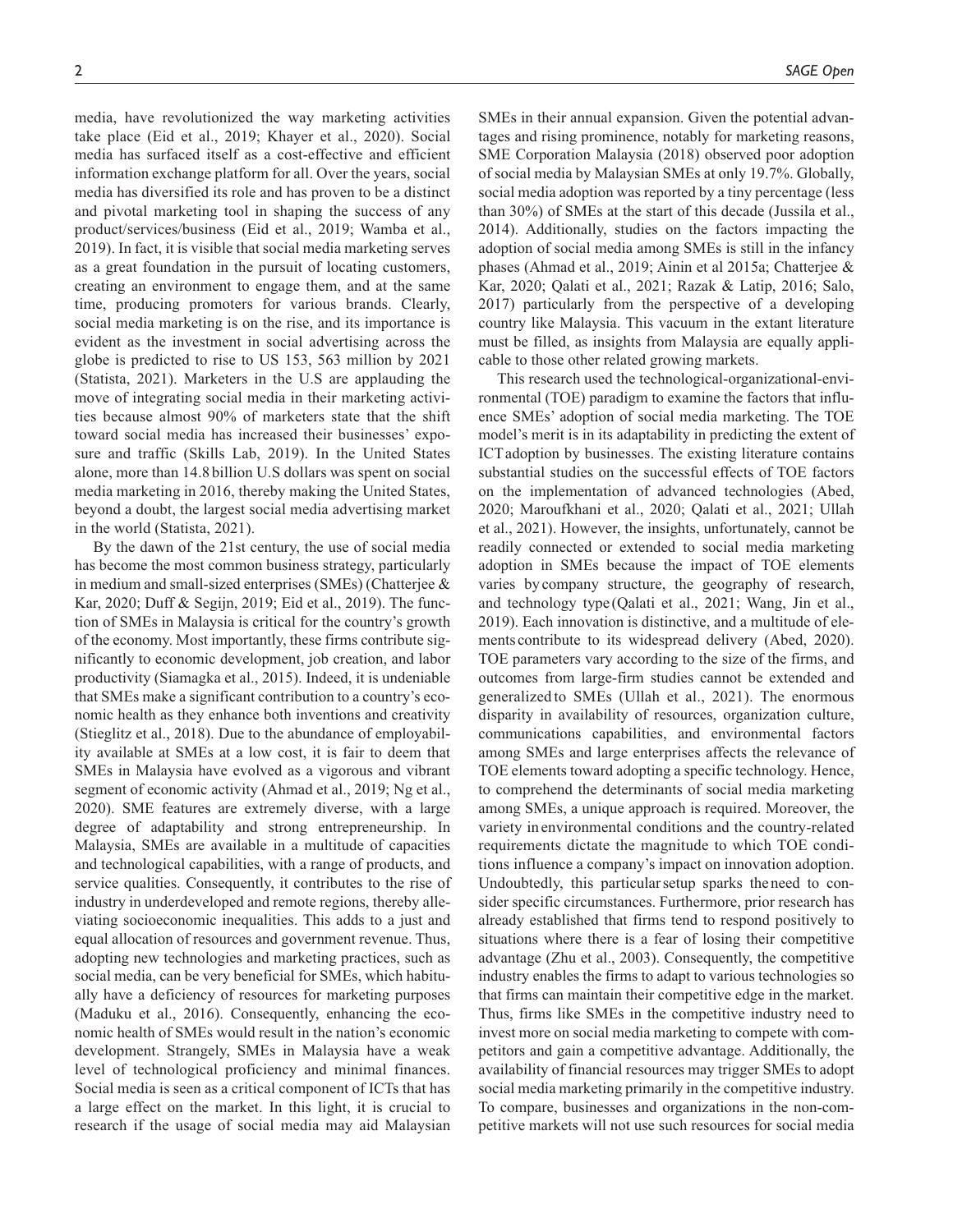media, have revolutionized the way marketing activities take place (Eid et al., 2019; Khayer et al., 2020). Social media has surfaced itself as a cost-effective and efficient information exchange platform for all. Over the years, social media has diversified its role and has proven to be a distinct and pivotal marketing tool in shaping the success of any product/services/business (Eid et al., 2019; Wamba et al., 2019). In fact, it is visible that social media marketing serves as a great foundation in the pursuit of locating customers, creating an environment to engage them, and at the same time, producing promoters for various brands. Clearly, social media marketing is on the rise, and its importance is evident as the investment in social advertising across the globe is predicted to rise to US 153, 563 million by 2021 (Statista, 2021). Marketers in the U.S are applauding the move of integrating social media in their marketing activities because almost 90% of marketers state that the shift toward social media has increased their businesses' exposure and traffic (Skills Lab, 2019). In the United States alone, more than 14.8 billion U.S dollars was spent on social media marketing in 2016, thereby making the United States, beyond a doubt, the largest social media advertising market in the world (Statista, 2021).

By the dawn of the 21st century, the use of social media has become the most common business strategy, particularly in medium and small-sized enterprises (SMEs) (Chatterjee & Kar, 2020; Duff & Segijn, 2019; Eid et al., 2019). The function of SMEs in Malaysia is critical for the country's growth of the economy. Most importantly, these firms contribute significantly to economic development, job creation, and labor productivity (Siamagka et al., 2015). Indeed, it is undeniable that SMEs make a significant contribution to a country's economic health as they enhance both inventions and creativity (Stieglitz et al., 2018). Due to the abundance of employability available at SMEs at a low cost, it is fair to deem that SMEs in Malaysia have evolved as a vigorous and vibrant segment of economic activity (Ahmad et al., 2019; Ng et al., 2020). SME features are extremely diverse, with a large degree of adaptability and strong entrepreneurship. In Malaysia, SMEs are available in a multitude of capacities and technological capabilities, with a range of products, and service qualities. Consequently, it contributes to the rise of industry in underdeveloped and remote regions, thereby alleviating socioeconomic inequalities. This adds to a just and equal allocation of resources and government revenue. Thus, adopting new technologies and marketing practices, such as social media, can be very beneficial for SMEs, which habitually have a deficiency of resources for marketing purposes (Maduku et al., 2016). Consequently, enhancing the economic health of SMEs would result in the nation's economic development. Strangely, SMEs in Malaysia have a weak level of technological proficiency and minimal finances. Social media is seen as a critical component of ICTs that has a large effect on the market. In this light, it is crucial to research if the usage of social media may aid Malaysian SMEs in their annual expansion. Given the potential advantages and rising prominence, notably for marketing reasons, SME Corporation Malaysia (2018) observed poor adoption of social media by Malaysian SMEs at only 19.7%. Globally, social media adoption was reported by a tiny percentage (less than 30%) of SMEs at the start of this decade (Jussila et al., 2014). Additionally, studies on the factors impacting the adoption of social media among SMEs is still in the infancy phases (Ahmad et al., 2019; Ainin et al 2015a; Chatterjee & Kar, 2020; Qalati et al., 2021; Razak & Latip, 2016; Salo, 2017) particularly from the perspective of a developing country like Malaysia. This vacuum in the extant literature must be filled, as insights from Malaysia are equally applicable to those other related growing markets.

This research used the technological-organizational-environmental (TOE) paradigm to examine the factors that influence SMEs' adoption of social media marketing. The TOE model's merit is in its adaptability in predicting the extent of ICT adoption by businesses. The existing literature contains substantial studies on the successful effects of TOE factors on the implementation of advanced technologies (Abed, 2020; Maroufkhani et al., 2020; Qalati et al., 2021; Ullah et al., 2021). However, the insights, unfortunately, cannot be readily connected or extended to social media marketing adoption in SMEs because the impact of TOE elements varies by company structure, the geography of research, and technology type (Qalati et al., 2021; Wang, Jin et al., 2019). Each innovation is distinctive, and a multitude of elements contribute to its widespread delivery (Abed, 2020). TOE parameters vary according to the size of the firms, and outcomes from large-firm studies cannot be extended and generalized to SMEs (Ullah et al., 2021). The enormous disparity in availability of resources, organization culture, communications capabilities, and environmental factors among SMEs and large enterprises affects the relevance of TOE elements toward adopting a specific technology. Hence, to comprehend the determinants of social media marketing among SMEs, a unique approach is required. Moreover, the variety in environmental conditions and the country-related requirements dictate the magnitude to which TOE conditions influence a company's impact on innovation adoption. Undoubtedly, this particular setup sparks the need to consider specific circumstances. Furthermore, prior research has already established that firms tend to respond positively to situations where there is a fear of losing their competitive advantage (Zhu et al., 2003). Consequently, the competitive industry enables the firms to adapt to various technologies so that firms can maintain their competitive edge in the market. Thus, firms like SMEs in the competitive industry need to invest more on social media marketing to compete with competitors and gain a competitive advantage. Additionally, the availability of financial resources may trigger SMEs to adopt social media marketing primarily in the competitive industry. To compare, businesses and organizations in the non-competitive markets will not use such resources for social media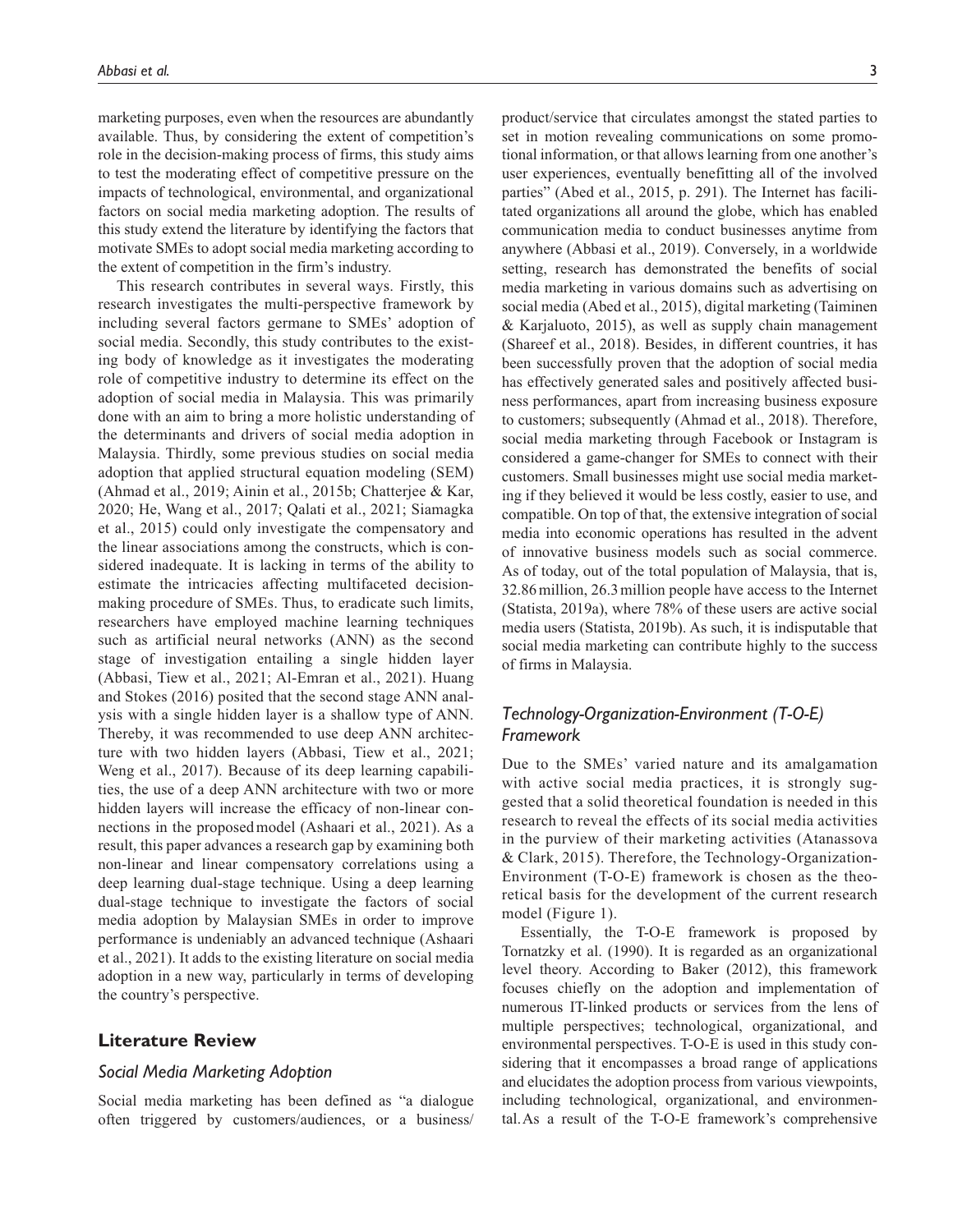marketing purposes, even when the resources are abundantly available. Thus, by considering the extent of competition's role in the decision-making process of firms, this study aims to test the moderating effect of competitive pressure on the impacts of technological, environmental, and organizational factors on social media marketing adoption. The results of this study extend the literature by identifying the factors that motivate SMEs to adopt social media marketing according to the extent of competition in the firm's industry.

This research contributes in several ways. Firstly, this research investigates the multi-perspective framework by including several factors germane to SMEs' adoption of social media. Secondly, this study contributes to the existing body of knowledge as it investigates the moderating role of competitive industry to determine its effect on the adoption of social media in Malaysia. This was primarily done with an aim to bring a more holistic understanding of the determinants and drivers of social media adoption in Malaysia. Thirdly, some previous studies on social media adoption that applied structural equation modeling (SEM) (Ahmad et al., 2019; Ainin et al., 2015b; Chatterjee & Kar, 2020; He, Wang et al., 2017; Qalati et al., 2021; Siamagka et al., 2015) could only investigate the compensatory and the linear associations among the constructs, which is considered inadequate. It is lacking in terms of the ability to estimate the intricacies affecting multifaceted decision-making procedure of SMEs. Thus, to eradicate such limits, researchers have employed machine learning techniques such as artificial neural networks (ANN) as the second stage of investigation entailing a single hidden layer (Abbasi, Tiew et al., 2021; Al-Emran et al., 2021). Huang and Stokes (2016) posited that the second stage ANN analysis with a single hidden layer is a shallow type of ANN. Thereby, it was recommended to use deep ANN architecture with two hidden layers (Abbasi, Tiew et al., 2021; Weng et al., 2017). Because of its deep learning capabilities, the use of a deep ANN architecture with two or more hidden layers will increase the efficacy of non-linear connections in the proposed model (Ashaari et al., 2021). As a result, this paper advances a research gap by examining both non-linear and linear compensatory correlations using a deep learning dual-stage technique. Using a deep learning dual-stage technique to investigate the factors of social media adoption by Malaysian SMEs in order to improve performance is undeniably an advanced technique (Ashaari et al., 2021). It adds to the existing literature on social media adoption in a new way, particularly in terms of developing the country's perspective.

## Literature Review

### Social Media Marketing Adoption

Social media marketing has been defined as "a dialogue often triggered by customers/audiences, or a business/product/service that circulates amongst the stated parties to set in motion revealing communications on some promotional information, or that allows learning from one another's user experiences, eventually benefitting all of the involved parties" (Abed et al., 2015, p. 291). The Internet has facilitated organizations all around the globe, which has enabled communication media to conduct businesses anytime from anywhere (Abbasi et al., 2019). Conversely, in a worldwide setting, research has demonstrated the benefits of social media marketing in various domains such as advertising on social media (Abed et al., 2015), digital marketing (Taiminen & Karjaluoto, 2015), as well as supply chain management (Shareef et al., 2018). Besides, in different countries, it has been successfully proven that the adoption of social media has effectively generated sales and positively affected business performances, apart from increasing business exposure to customers; subsequently (Ahmad et al., 2018). Therefore, social media marketing through Facebook or Instagram is considered a game-changer for SMEs to connect with their customers. Small businesses might use social media marketing if they believed it would be less costly, easier to use, and compatible. On top of that, the extensive integration of social media into economic operations has resulted in the advent of innovative business models such as social commerce. As of today, out of the total population of Malaysia, that is, 32.86 million, 26.3 million people have access to the Internet (Statista, 2019a), where 78% of these users are active social media users (Statista, 2019b). As such, it is indisputable that social media marketing can contribute highly to the success of firms in Malaysia.

### Technology-Organization-Environment (T-O-E) Framework

Due to the SMEs' varied nature and its amalgamation with active social media practices, it is strongly suggested that a solid theoretical foundation is needed in this research to reveal the effects of its social media activities in the purview of their marketing activities (Atanassova & Clark, 2015). Therefore, the Technology-Organization-Environment (T-O-E) framework is chosen as the theoretical basis for the development of the current research model (Figure 1).

Essentially, the T-O-E framework is proposed by Tornatzky et al. (1990). It is regarded as an organizational level theory. According to Baker (2012), this framework focuses chiefly on the adoption and implementation of numerous IT-linked products or services from the lens of multiple perspectives; technological, organizational, and environmental perspectives. T-O-E is used in this study considering that it encompasses a broad range of applications and elucidates the adoption process from various viewpoints, including technological, organizational, and environmental. As a result of the T-O-E framework's comprehensive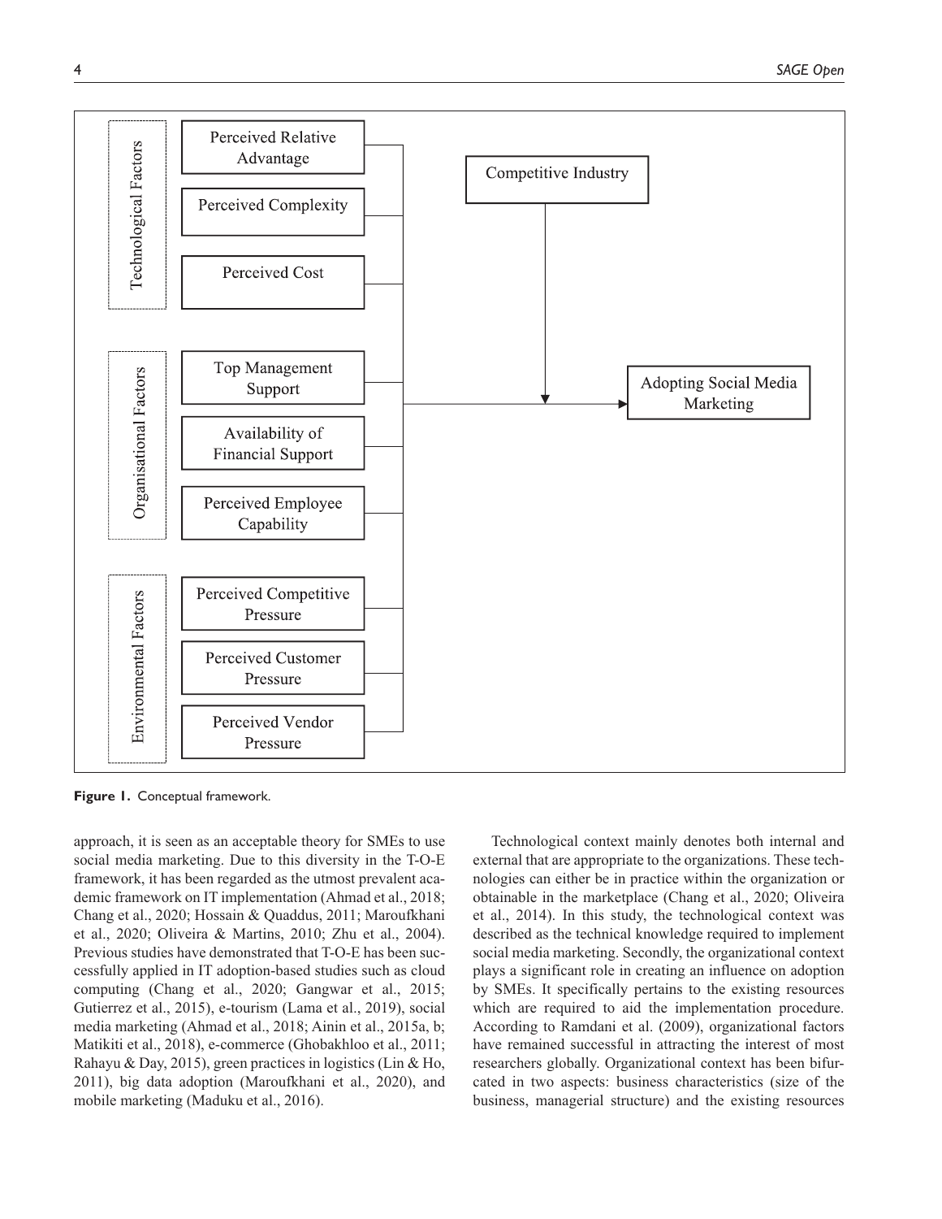Figure 1. Conceptual framework.

approach, it is seen as an acceptable theory for SMEs to use social media marketing. Due to this diversity in the T-O-E framework, it has been regarded as the utmost prevalent academic framework on IT implementation (Ahmad et al., 2018; Chang et al., 2020; Hossain & Quaddus, 2011; Maroufkhani et al., 2020; Oliveira & Martins, 2010; Zhu et al., 2004). Previous studies have demonstrated that T-O-E has been successfully applied in IT adoption-based studies such as cloud computing (Chang et al., 2020; Gangwar et al., 2015; Gutierrez et al., 2015), e-tourism (Lama et al., 2019), social media marketing (Ahmad et al., 2018; Ainin et al., 2015a, b; Matikiti et al., 2018), e-commerce (Ghobakhloo et al., 2011; Rahayu & Day, 2015), green practices in logistics (Lin & Ho, 2011), big data adoption (Maroufkhani et al., 2020), and mobile marketing (Maduku et al., 2016).

Technological context mainly denotes both internal and external that are appropriate to the organizations. These technologies can either be in practice within the organization or obtainable in the marketplace (Chang et al., 2020; Oliveira et al., 2014). In this study, the technological context was described as the technical knowledge required to implement social media marketing. Secondly, the organizational context plays a significant role in creating an influence on adoption by SMEs. It specifically pertains to the existing resources which are required to aid the implementation procedure. According to Ramdani et al. (2009), organizational factors have remained successful in attracting the interest of most researchers globally. Organizational context has been bifurcated in two aspects: business characteristics (size of the business, managerial structure) and the existing resources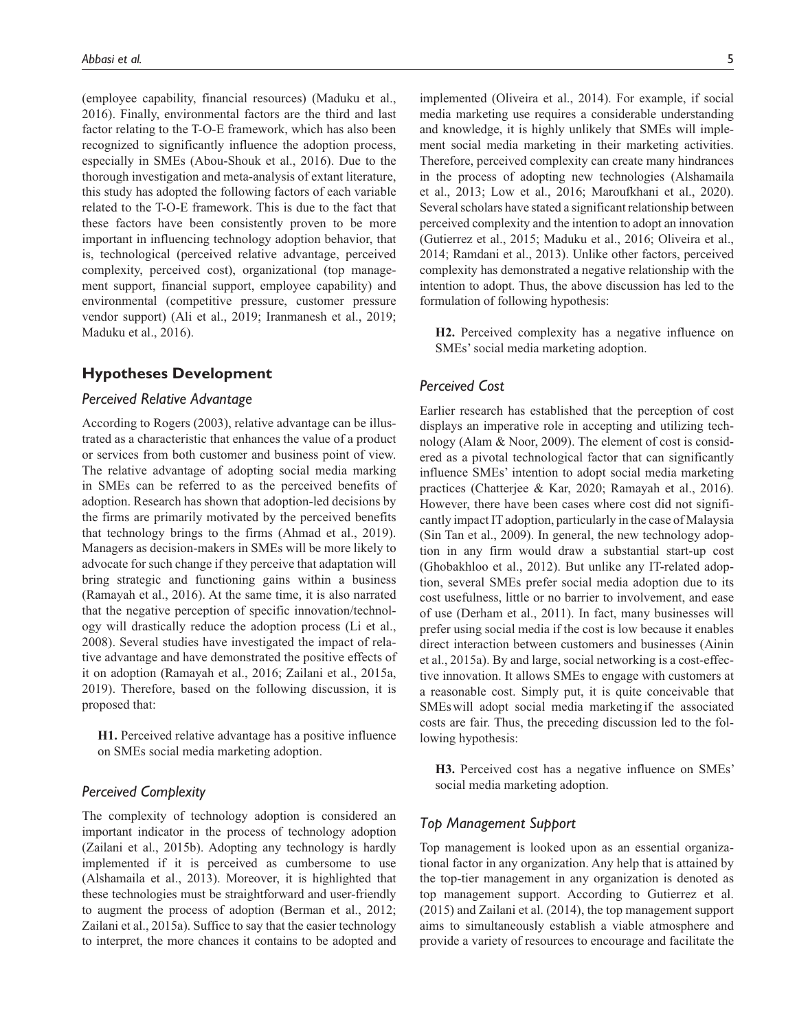(employee capability, financial resources) (Maduku et al., 2016). Finally, environmental factors are the third and last factor relating to the T-O-E framework, which has also been recognized to significantly influence the adoption process, especially in SMEs (Abou-Shouk et al., 2016). Due to the thorough investigation and meta-analysis of extant literature, this study has adopted the following factors of each variable related to the T-O-E framework. This is due to the fact that these factors have been consistently proven to be more important in influencing technology adoption behavior, that is, technological (perceived relative advantage, perceived complexity, perceived cost), organizational (top management support, financial support, employee capability) and environmental (competitive pressure, customer pressure vendor support) (Ali et al., 2019; Iranmanesh et al., 2019; Maduku et al., 2016).

## Hypotheses Development

### *Perceived Relative Advantage*

According to Rogers (2003), relative advantage can be illustrated as a characteristic that enhances the value of a product or services from both customer and business point of view. The relative advantage of adopting social media marking in SMEs can be referred to as the perceived benefits of adoption. Research has shown that adoption-led decisions by the firms are primarily motivated by the perceived benefits that technology brings to the firms (Ahmad et al., 2019). Managers as decision-makers in SMEs will be more likely to advocate for such change if they perceive that adaptation will bring strategic and functioning gains within a business (Ramayah et al., 2016). At the same time, it is also narrated that the negative perception of specific innovation/technology will drastically reduce the adoption process (Li et al., 2008). Several studies have investigated the impact of relative advantage and have demonstrated the positive effects of it on adoption (Ramayah et al., 2016; Zailani et al., 2015a, 2019). Therefore, based on the following discussion, it is proposed that:

> **H1.** Perceived relative advantage has a positive influence on SMEs social media marketing adoption.

### *Perceived Complexity*

The complexity of technology adoption is considered an important indicator in the process of technology adoption (Zailani et al., 2015b). Adopting any technology is hardly implemented if it is perceived as cumbersome to use (Alshamaila et al., 2013). Moreover, it is highlighted that these technologies must be straightforward and user-friendly to augment the process of adoption (Berman et al., 2012; Zailani et al., 2015a). Suffice to say that the easier technology to interpret, the more chances it contains to be adopted and implemented (Oliveira et al., 2014). For example, if social media marketing use requires a considerable understanding and knowledge, it is highly unlikely that SMEs will implement social media marketing in their marketing activities. Therefore, perceived complexity can create many hindrances in the process of adopting new technologies (Alshamaila et al., 2013; Low et al., 2016; Maroufkhani et al., 2020). Several scholars have stated a significant relationship between perceived complexity and the intention to adopt an innovation (Gutierrez et al., 2015; Maduku et al., 2016; Oliveira et al., 2014; Ramdani et al., 2013). Unlike other factors, perceived complexity has demonstrated a negative relationship with the intention to adopt. Thus, the above discussion has led to the formulation of following hypothesis:

> **H2.** Perceived complexity has a negative influence on SMEs' social media marketing adoption.

### *Perceived Cost*

Earlier research has established that the perception of cost displays an imperative role in accepting and utilizing technology (Alam & Noor, 2009). The element of cost is considered as a pivotal technological factor that can significantly influence SMEs' intention to adopt social media marketing practices (Chatterjee & Kar, 2020; Ramayah et al., 2016). However, there have been cases where cost did not significantly impact IT adoption, particularly in the case of Malaysia (Sin Tan et al., 2009). In general, the new technology adoption in any firm would draw a substantial start-up cost (Ghobakhloo et al., 2012). But unlike any IT-related adoption, several SMEs prefer social media adoption due to its cost usefulness, little or no barrier to involvement, and ease of use (Derham et al., 2011). In fact, many businesses will prefer using social media if the cost is low because it enables direct interaction between customers and businesses (Ainin et al., 2015a). By and large, social networking is a cost-effective innovation. It allows SMEs to engage with customers at a reasonable cost. Simply put, it is quite conceivable that SMEs will adopt social media marketing if the associated costs are fair. Thus, the preceding discussion led to the following hypothesis:

> **H3.** Perceived cost has a negative influence on SMEs' social media marketing adoption.

### *Top Management Support*

Top management is looked upon as an essential organizational factor in any organization. Any help that is attained by the top-tier management in any organization is denoted as top management support. According to Gutierrez et al. (2015) and Zailani et al. (2014), the top management support aims to simultaneously establish a viable atmosphere and provide a variety of resources to encourage and facilitate the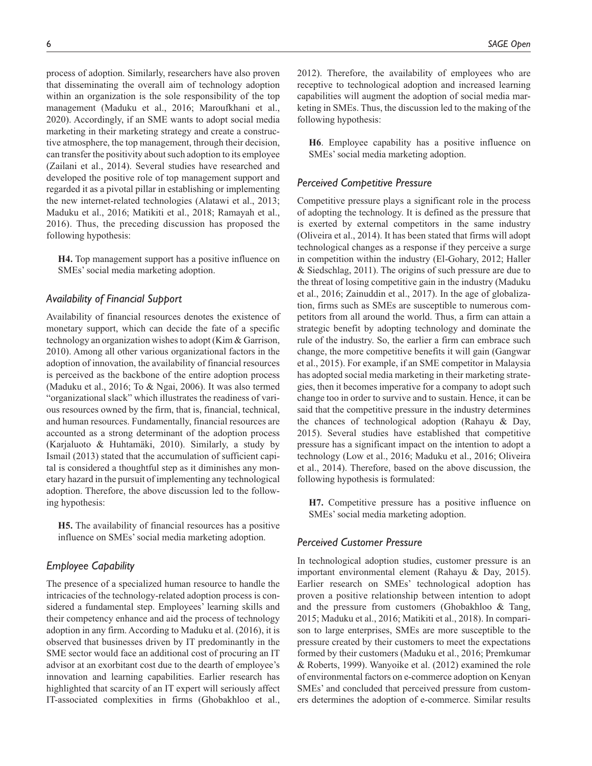process of adoption. Similarly, researchers have also proven that disseminating the overall aim of technology adoption within an organization is the sole responsibility of the top management (Maduku et al., 2016; Maroufkhani et al., 2020). Accordingly, if an SME wants to adopt social media marketing in their marketing strategy and create a constructive atmosphere, the top management, through their decision, can transfer the positivity about such adoption to its employee (Zailani et al., 2014). Several studies have researched and developed the positive role of top management support and regarded it as a pivotal pillar in establishing or implementing the new internet-related technologies (Alatawi et al., 2013; Maduku et al., 2016; Matikiti et al., 2018; Ramayah et al., 2016). Thus, the preceding discussion has proposed the following hypothesis:

> **H4.** Top management support has a positive influence on SMEs' social media marketing adoption.

### *Availability of Financial Support*

Availability of financial resources denotes the existence of monetary support, which can decide the fate of a specific technology an organization wishes to adopt (Kim & Garrison, 2010). Among all other various organizational factors in the adoption of innovation, the availability of financial resources is perceived as the backbone of the entire adoption process (Maduku et al., 2016; To & Ngai, 2006). It was also termed "organizational slack" which illustrates the readiness of various resources owned by the firm, that is, financial, technical, and human resources. Fundamentally, financial resources are accounted as a strong determinant of the adoption process (Karjaluoto & Huhtamäki, 2010). Similarly, a study by Ismail (2013) stated that the accumulation of sufficient capital is considered a thoughtful step as it diminishes any monetary hazard in the pursuit of implementing any technological adoption. Therefore, the above discussion led to the following hypothesis:

> **H5.** The availability of financial resources has a positive influence on SMEs' social media marketing adoption.

### *Employee Capability*

The presence of a specialized human resource to handle the intricacies of the technology-related adoption process is considered a fundamental step. Employees' learning skills and their competency enhance and aid the process of technology adoption in any firm. According to Maduku et al. (2016), it is observed that businesses driven by IT predominantly in the SME sector would face an additional cost of procuring an IT advisor at an exorbitant cost due to the dearth of employee's innovation and learning capabilities. Earlier research has highlighted that scarcity of an IT expert will seriously affect IT-associated complexities in firms (Ghobakhloo et al., 2012). Therefore, the availability of employees who are receptive to technological adoption and increased learning capabilities will augment the adoption of social media marketing in SMEs. Thus, the discussion led to the making of the following hypothesis:

> **H6**. Employee capability has a positive influence on SMEs' social media marketing adoption.

### *Perceived Competitive Pressure*

Competitive pressure plays a significant role in the process of adopting the technology. It is defined as the pressure that is exerted by external competitors in the same industry (Oliveira et al., 2014). It has been stated that firms will adopt technological changes as a response if they perceive a surge in competition within the industry (El-Gohary, 2012; Haller & Siedschlag, 2011). The origins of such pressure are due to the threat of losing competitive gain in the industry (Maduku et al., 2016; Zainuddin et al., 2017). In the age of globalization, firms such as SMEs are susceptible to numerous competitors from all around the world. Thus, a firm can attain a strategic benefit by adopting technology and dominate the rule of the industry. So, the earlier a firm can embrace such change, the more competitive benefits it will gain (Gangwar et al., 2015). For example, if an SME competitor in Malaysia has adopted social media marketing in their marketing strategies, then it becomes imperative for a company to adopt such change too in order to survive and to sustain. Hence, it can be said that the competitive pressure in the industry determines the chances of technological adoption (Rahayu & Day, 2015). Several studies have established that competitive pressure has a significant impact on the intention to adopt a technology (Low et al., 2016; Maduku et al., 2016; Oliveira et al., 2014). Therefore, based on the above discussion, the following hypothesis is formulated:

> **H7.** Competitive pressure has a positive influence on SMEs' social media marketing adoption.

### *Perceived Customer Pressure*

In technological adoption studies, customer pressure is an important environmental element (Rahayu & Day, 2015). Earlier research on SMEs' technological adoption has proven a positive relationship between intention to adopt and the pressure from customers (Ghobakhloo & Tang, 2015; Maduku et al., 2016; Matikiti et al., 2018). In comparison to large enterprises, SMEs are more susceptible to the pressure created by their customers to meet the expectations formed by their customers (Maduku et al., 2016; Premkumar & Roberts, 1999). Wanyoike et al. (2012) examined the role of environmental factors on e-commerce adoption on Kenyan SMEs' and concluded that perceived pressure from customers determines the adoption of e-commerce. Similar results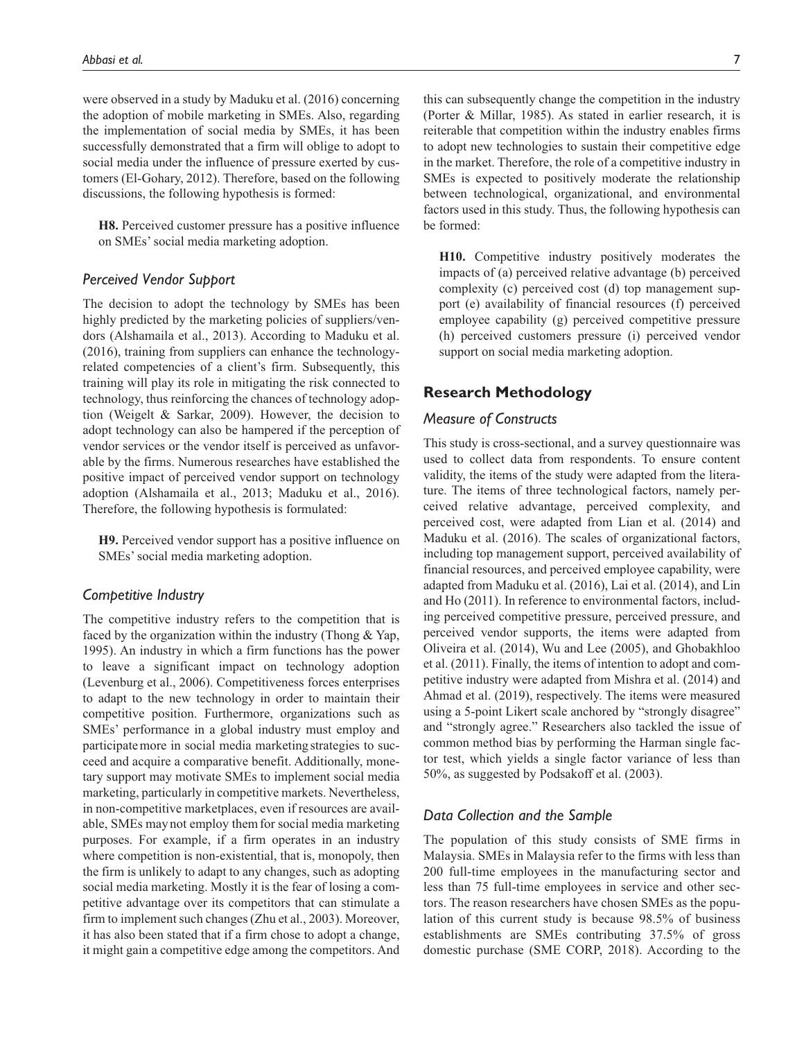were observed in a study by Maduku et al. (2016) concerning the adoption of mobile marketing in SMEs. Also, regarding the implementation of social media by SMEs, it has been successfully demonstrated that a firm will oblige to adopt to social media under the influence of pressure exerted by customers (El-Gohary, 2012). Therefore, based on the following discussions, the following hypothesis is formed:

> **H8.** Perceived customer pressure has a positive influence on SMEs' social media marketing adoption.

### *Perceived Vendor Support*

The decision to adopt the technology by SMEs has been highly predicted by the marketing policies of suppliers/vendors (Alshamaila et al., 2013). According to Maduku et al. (2016), training from suppliers can enhance the technology-related competencies of a client's firm. Subsequently, this training will play its role in mitigating the risk connected to technology, thus reinforcing the chances of technology adoption (Weigelt & Sarkar, 2009). However, the decision to adopt technology can also be hampered if the perception of vendor services or the vendor itself is perceived as unfavorable by the firms. Numerous researches have established the positive impact of perceived vendor support on technology adoption (Alshamaila et al., 2013; Maduku et al., 2016). Therefore, the following hypothesis is formulated:

> **H9.** Perceived vendor support has a positive influence on SMEs' social media marketing adoption.

### *Competitive Industry*

The competitive industry refers to the competition that is faced by the organization within the industry (Thong & Yap, 1995). An industry in which a firm functions has the power to leave a significant impact on technology adoption (Levenburg et al., 2006). Competitiveness forces enterprises to adapt to the new technology in order to maintain their competitive position. Furthermore, organizations such as SMEs' performance in a global industry must employ and participate more in social media marketing strategies to succeed and acquire a comparative benefit. Additionally, monetary support may motivate SMEs to implement social media marketing, particularly in competitive markets. Nevertheless, in non-competitive marketplaces, even if resources are available, SMEs may not employ them for social media marketing purposes. For example, if a firm operates in an industry where competition is non-existential, that is, monopoly, then the firm is unlikely to adapt to any changes, such as adopting social media marketing. Mostly it is the fear of losing a competitive advantage over its competitors that can stimulate a firm to implement such changes (Zhu et al., 2003). Moreover, it has also been stated that if a firm chose to adopt a change, it might gain a competitive edge among the competitors. And this can subsequently change the competition in the industry (Porter & Millar, 1985). As stated in earlier research, it is reiterable that competition within the industry enables firms to adopt new technologies to sustain their competitive edge in the market. Therefore, the role of a competitive industry in SMEs is expected to positively moderate the relationship between technological, organizational, and environmental factors used in this study. Thus, the following hypothesis can be formed:

> **H10.** Competitive industry positively moderates the impacts of (a) perceived relative advantage (b) perceived complexity (c) perceived cost (d) top management support (e) availability of financial resources (f) perceived employee capability (g) perceived competitive pressure (h) perceived customers pressure (i) perceived vendor support on social media marketing adoption.

## Research Methodology

### *Measure of Constructs*

This study is cross-sectional, and a survey questionnaire was used to collect data from respondents. To ensure content validity, the items of the study were adapted from the literature. The items of three technological factors, namely perceived relative advantage, perceived complexity, and perceived cost, were adapted from Lian et al. (2014) and Maduku et al. (2016). The scales of organizational factors, including top management support, perceived availability of financial resources, and perceived employee capability, were adapted from Maduku et al. (2016), Lai et al. (2014), and Lin and Ho (2011). In reference to environmental factors, including perceived competitive pressure, perceived pressure, and perceived vendor supports, the items were adapted from Oliveira et al. (2014), Wu and Lee (2005), and Ghobakhloo et al. (2011). Finally, the items of intention to adopt and competitive industry were adapted from Mishra et al. (2014) and Ahmad et al. (2019), respectively. The items were measured using a 5-point Likert scale anchored by "strongly disagree" and "strongly agree." Researchers also tackled the issue of common method bias by performing the Harman single factor test, which yields a single factor variance of less than 50%, as suggested by Podsakoff et al. (2003).

### *Data Collection and the Sample*

The population of this study consists of SME firms in Malaysia. SMEs in Malaysia refer to the firms with less than 200 full-time employees in the manufacturing sector and less than 75 full-time employees in service and other sectors. The reason researchers have chosen SMEs as the population of this current study is because 98.5% of business establishments are SMEs contributing 37.5% of gross domestic purchase (SME CORP, 2018). According to the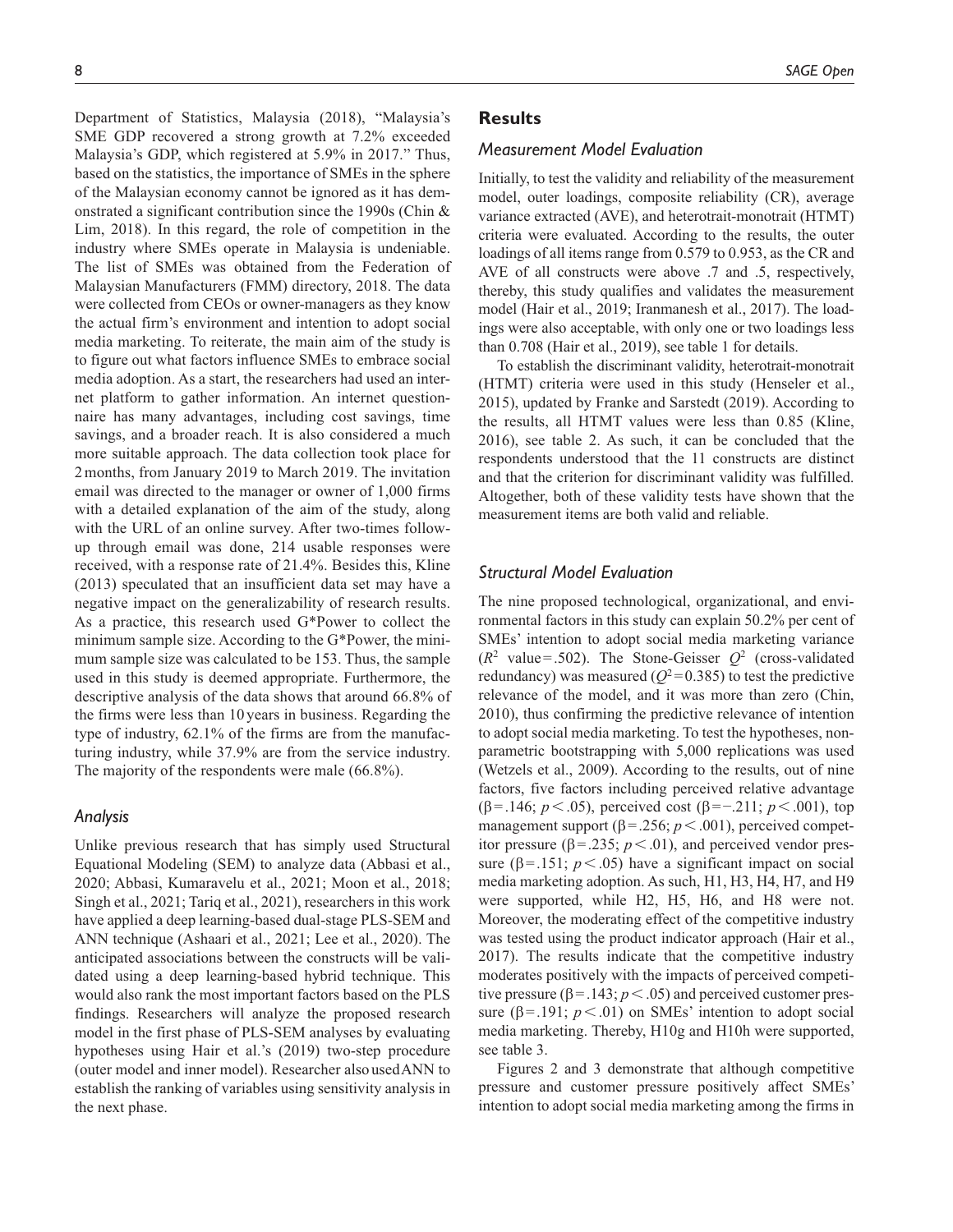Department of Statistics, Malaysia (2018), "Malaysia's SME GDP recovered a strong growth at 7.2% exceeded Malaysia's GDP, which registered at 5.9% in 2017." Thus, based on the statistics, the importance of SMEs in the sphere of the Malaysian economy cannot be ignored as it has demonstrated a significant contribution since the 1990s (Chin & Lim, 2018). In this regard, the role of competition in the industry where SMEs operate in Malaysia is undeniable. The list of SMEs was obtained from the Federation of Malaysian Manufacturers (FMM) directory, 2018. The data were collected from CEOs or owner-managers as they know the actual firm's environment and intention to adopt social media marketing. To reiterate, the main aim of the study is to figure out what factors influence SMEs to embrace social media adoption. As a start, the researchers had used an internet platform to gather information. An internet questionnaire has many advantages, including cost savings, time savings, and a broader reach. It is also considered a much more suitable approach. The data collection took place for 2 months, from January 2019 to March 2019. The invitation email was directed to the manager or owner of 1,000 firms with a detailed explanation of the aim of the study, along with the URL of an online survey. After two-times follow-up through email was done, 214 usable responses were received, with a response rate of 21.4%. Besides this, Kline (2013) speculated that an insufficient data set may have a negative impact on the generalizability of research results. As a practice, this research used G*Power to collect the minimum sample size. According to the G*Power, the minimum sample size was calculated to be 153. Thus, the sample used in this study is deemed appropriate. Furthermore, the descriptive analysis of the data shows that around 66.8% of the firms were less than 10 years in business. Regarding the type of industry, 62.1% of the firms are from the manufacturing industry, while 37.9% are from the service industry. The majority of the respondents were male (66.8%).

### *Analysis*

Unlike previous research that has simply used Structural Equational Modeling (SEM) to analyze data (Abbasi et al., 2020; Abbasi, Kumaravelu et al., 2021; Moon et al., 2018; Singh et al., 2021; Tariq et al., 2021), researchers in this work have applied a deep learning-based dual-stage PLS-SEM and ANN technique (Ashaari et al., 2021; Lee et al., 2020). The anticipated associations between the constructs will be validated using a deep learning-based hybrid technique. This would also rank the most important factors based on the PLS findings. Researchers will analyze the proposed research model in the first phase of PLS-SEM analyses by evaluating hypotheses using Hair et al.'s (2019) two-step procedure (outer model and inner model). Researcher also used ANN to establish the ranking of variables using sensitivity analysis in the next phase.

## Results

### *Measurement Model Evaluation*

Initially, to test the validity and reliability of the measurement model, outer loadings, composite reliability (CR), average variance extracted (AVE), and heterotrait-monotrait (HTMT) criteria were evaluated. According to the results, the outer loadings of all items range from 0.579 to 0.953, as the CR and AVE of all constructs were above .7 and .5, respectively, thereby, this study qualifies and validates the measurement model (Hair et al., 2019; Iranmanesh et al., 2017). The loadings were also acceptable, with only one or two loadings less than 0.708 (Hair et al., 2019), see table 1 for details.

To establish the discriminant validity, heterotrait-monotrait (HTMT) criteria were used in this study (Henseler et al., 2015), updated by Franke and Sarstedt (2019). According to the results, all HTMT values were less than 0.85 (Kline, 2016), see table 2. As such, it can be concluded that the respondents understood that the 11 constructs are distinct and that the criterion for discriminant validity was fulfilled. Altogether, both of these validity tests have shown that the measurement items are both valid and reliable.

### *Structural Model Evaluation*

The nine proposed technological, organizational, and environmental factors in this study can explain 50.2% per cent of SMEs' intention to adopt social media marketing variance ($R^2$ value = .502). The Stone-Geisser $Q^2$ (cross-validated redundancy) was measured ($Q^2 = 0.385$) to test the predictive relevance of the model, and it was more than zero (Chin, 2010), thus confirming the predictive relevance of intention to adopt social media marketing. To test the hypotheses, non-parametric bootstrapping with 5,000 replications was used (Wetzels et al., 2009). According to the results, out of nine factors, five factors including perceived relative advantage ($\beta = .146$; $p < .05$), perceived cost ($\beta = -.211$; $p < .001$), top management support ($\beta = .256$; $p < .001$), perceived competitor pressure ($\beta = .235$; $p < .01$), and perceived vendor pressure ($\beta = .151$; $p < .05$) have a significant impact on social media marketing adoption. As such, H1, H3, H4, H7, and H9 were supported, while H2, H5, H6, and H8 were not. Moreover, the moderating effect of the competitive industry was tested using the product indicator approach (Hair et al., 2017). The results indicate that the competitive industry moderates positively with the impacts of perceived competitive pressure ($\beta = .143$; $p < .05$) and perceived customer pressure ($\beta = .191$; $p < .01$) on SMEs' intention to adopt social media marketing. Thereby, H10g and H10h were supported, see table 3.

Figures 2 and 3 demonstrate that although competitive pressure and customer pressure positively affect SMEs' intention to adopt social media marketing among the firms in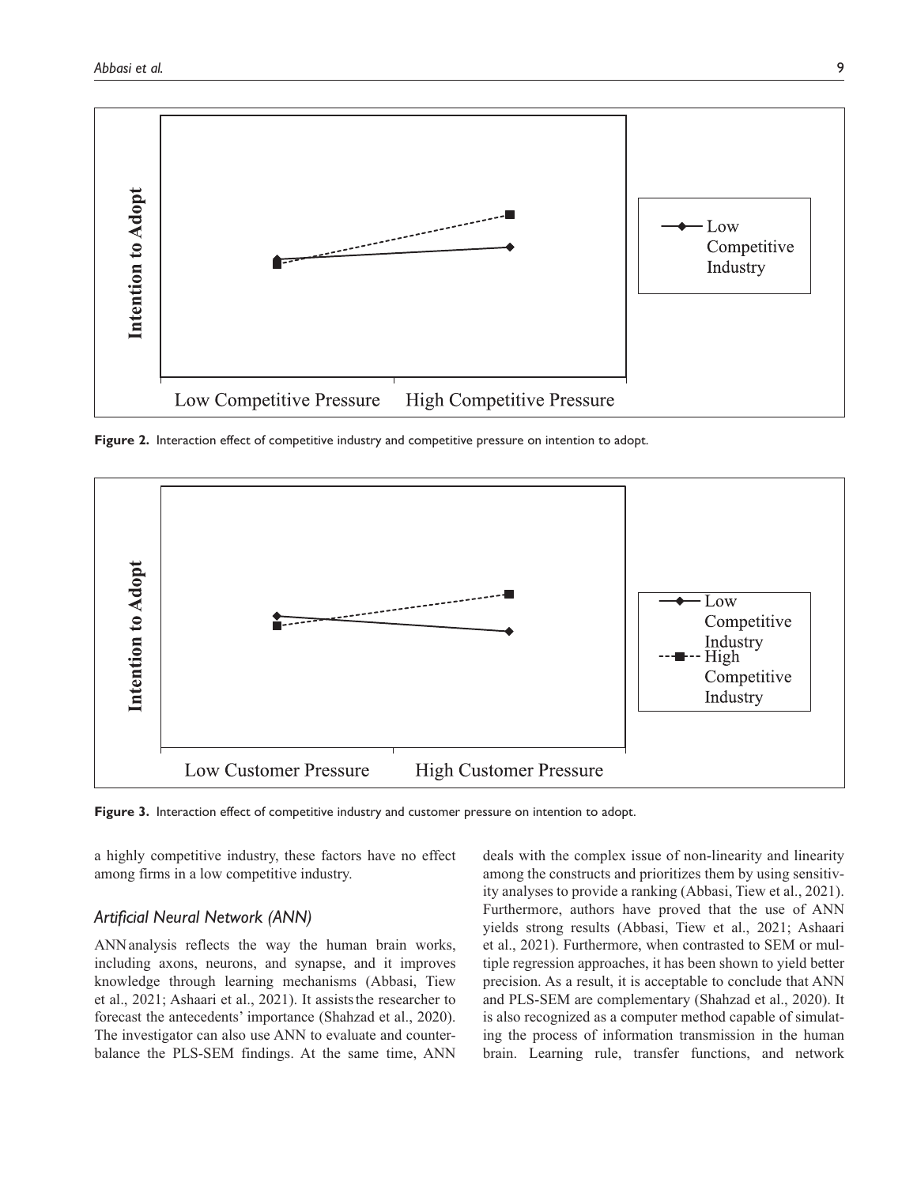Figure 2. Interaction effect of competitive industry and competitive pressure on intention to adopt.

Figure 3. Interaction effect of competitive industry and customer pressure on intention to adopt.

a highly competitive industry, these factors have no effect among firms in a low competitive industry.

### *Artificial Neural Network (ANN)*

ANN analysis reflects the way the human brain works, including axons, neurons, and synapse, and it improves knowledge through learning mechanisms (Abbasi, Tiew et al., 2021; Ashaari et al., 2021). It assists the researcher to forecast the antecedents' importance (Shahzad et al., 2020). The investigator can also use ANN to evaluate and counterbalance the PLS-SEM findings. At the same time, ANN deals with the complex issue of non-linearity and linearity among the constructs and prioritizes them by using sensitivity analyses to provide a ranking (Abbasi, Tiew et al., 2021). Furthermore, authors have proved that the use of ANN yields strong results (Abbasi, Tiew et al., 2021; Ashaari et al., 2021). Furthermore, when contrasted to SEM or multiple regression approaches, it has been shown to yield better precision. As a result, it is acceptable to conclude that ANN and PLS-SEM are complementary (Shahzad et al., 2020). It is also recognized as a computer method capable of simulating the process of information transmission in the human brain. Learning rule, transfer functions, and network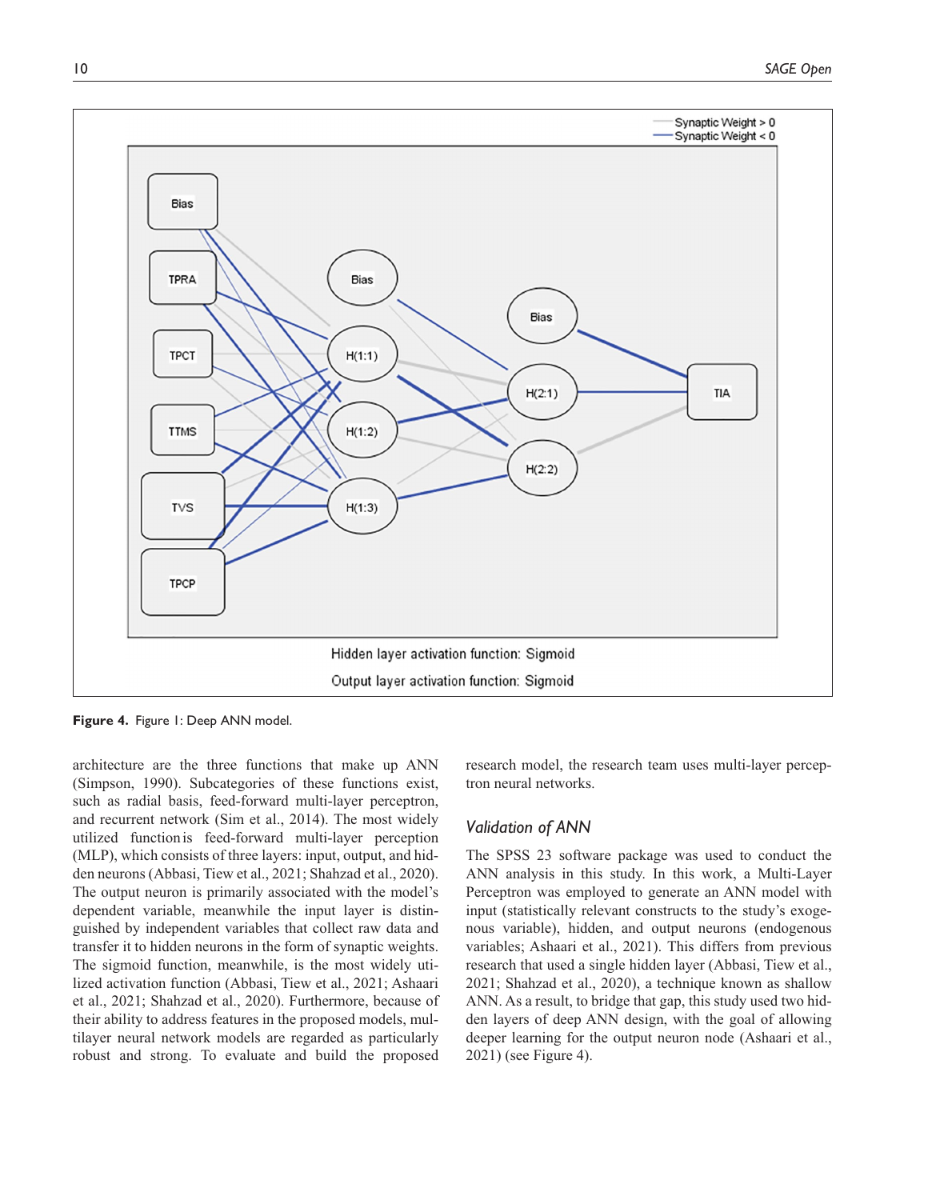**Figure 4.** Figure 1: Deep ANN model.

architecture are the three functions that make up ANN (Simpson, 1990). Subcategories of these functions exist, such as radial basis, feed-forward multi-layer perceptron, and recurrent network (Sim et al., 2014). The most widely utilized function is feed-forward multi-layer perception (MLP), which consists of three layers: input, output, and hidden neurons (Abbasi, Tiew et al., 2021; Shahzad et al., 2020). The output neuron is primarily associated with the model's dependent variable, meanwhile the input layer is distinguished by independent variables that collect raw data and transfer it to hidden neurons in the form of synaptic weights. The sigmoid function, meanwhile, is the most widely utilized activation function (Abbasi, Tiew et al., 2021; Ashaari et al., 2021; Shahzad et al., 2020). Furthermore, because of their ability to address features in the proposed models, multilayer neural network models are regarded as particularly robust and strong. To evaluate and build the proposed research model, the research team uses multi-layer perceptron neural networks.

### *Validation of ANN*

The SPSS 23 software package was used to conduct the ANN analysis in this study. In this work, a Multi-Layer Perceptron was employed to generate an ANN model with input (statistically relevant constructs to the study's exogenous variable), hidden, and output neurons (endogenous variables; Ashaari et al., 2021). This differs from previous research that used a single hidden layer (Abbasi, Tiew et al., 2021; Shahzad et al., 2020), a technique known as shallow ANN. As a result, to bridge that gap, this study used two hidden layers of deep ANN design, with the goal of allowing deeper learning for the output neuron node (Ashaari et al., 2021) (see Figure 4).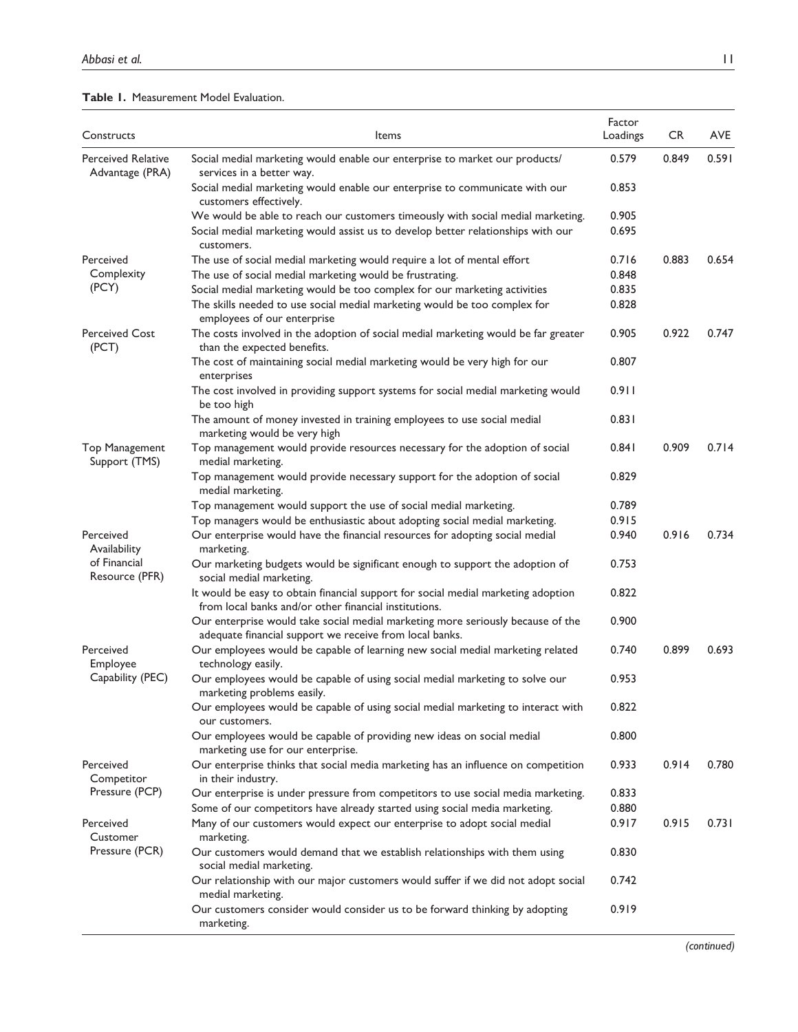**Table 1.** Measurement Model Evaluation.

| Constructs | Items | Factor Loadings | CR | AVE |
|---|---|---|---|---|
| Perceived Relative Advantage (PRA) | Social medial marketing would enable our enterprise to market our products/ services in a better way. | 0.579 | 0.849 | 0.591 |
| | Social medial marketing would enable our enterprise to communicate with our customers effectively. | 0.853 | | |
| | We would be able to reach our customers timeously with social medial marketing. | 0.905 | | |
| | Social medial marketing would assist us to develop better relationships with our customers. | 0.695 | | |
| Perceived Complexity (PCY) | The use of social medial marketing would require a lot of mental effort | 0.716 | 0.883 | 0.654 |
| | The use of social medial marketing would be frustrating. | 0.848 | | |
| | Social medial marketing would be too complex for our marketing activities | 0.835 | | |
| | The skills needed to use social medial marketing would be too complex for employees of our enterprise | 0.828 | | |
| Perceived Cost (PCT) | The costs involved in the adoption of social medial marketing would be far greater than the expected benefits. | 0.905 | 0.922 | 0.747 |
| | The cost of maintaining social medial marketing would be very high for our enterprises | 0.807 | | |
| | The cost involved in providing support systems for social medial marketing would be too high | 0.911 | | |
| | The amount of money invested in training employees to use social medial marketing would be very high | 0.831 | | |
| Top Management Support (TMS) | Top management would provide resources necessary for the adoption of social medial marketing. | 0.841 | 0.909 | 0.714 |
| | Top management would provide necessary support for the adoption of social medial marketing. | 0.829 | | |
| | Top management would support the use of social medial marketing. | 0.789 | | |
| | Top managers would be enthusiastic about adopting social medial marketing. | 0.915 | | |
| Perceived Availability of Financial Resource (PFR) | Our enterprise would have the financial resources for adopting social medial marketing. | 0.940 | 0.916 | 0.734 |
| | Our marketing budgets would be significant enough to support the adoption of social medial marketing. | 0.753 | | |
| | It would be easy to obtain financial support for social medial marketing adoption from local banks and/or other financial institutions. | 0.822 | | |
| | Our enterprise would take social medial marketing more seriously because of the adequate financial support we receive from local banks. | 0.900 | | |
| Perceived Employee Capability (PEC) | Our employees would be capable of learning new social medial marketing related technology easily. | 0.740 | 0.899 | 0.693 |
| | Our employees would be capable of using social medial marketing to solve our marketing problems easily. | 0.953 | | |
| | Our employees would be capable of using social medial marketing to interact with our customers. | 0.822 | | |
| | Our employees would be capable of providing new ideas on social medial marketing use for our enterprise. | 0.800 | | |
| Perceived Competitor Pressure (PCP) | Our enterprise thinks that social media marketing has an influence on competition in their industry. | 0.933 | 0.914 | 0.780 |
| | Our enterprise is under pressure from competitors to use social media marketing. | 0.833 | | |
| | Some of our competitors have already started using social media marketing. | 0.880 | | |
| Perceived Customer Pressure (PCR) | Many of our customers would expect our enterprise to adopt social medial marketing. | 0.917 | 0.915 | 0.731 |
| | Our customers would demand that we establish relationships with them using social medial marketing. | 0.830 | | |
| | Our relationship with our major customers would suffer if we did not adopt social medial marketing. | 0.742 | | |
| | Our customers consider would consider us to be forward thinking by adopting marketing. | 0.919 | | |

*(continued)*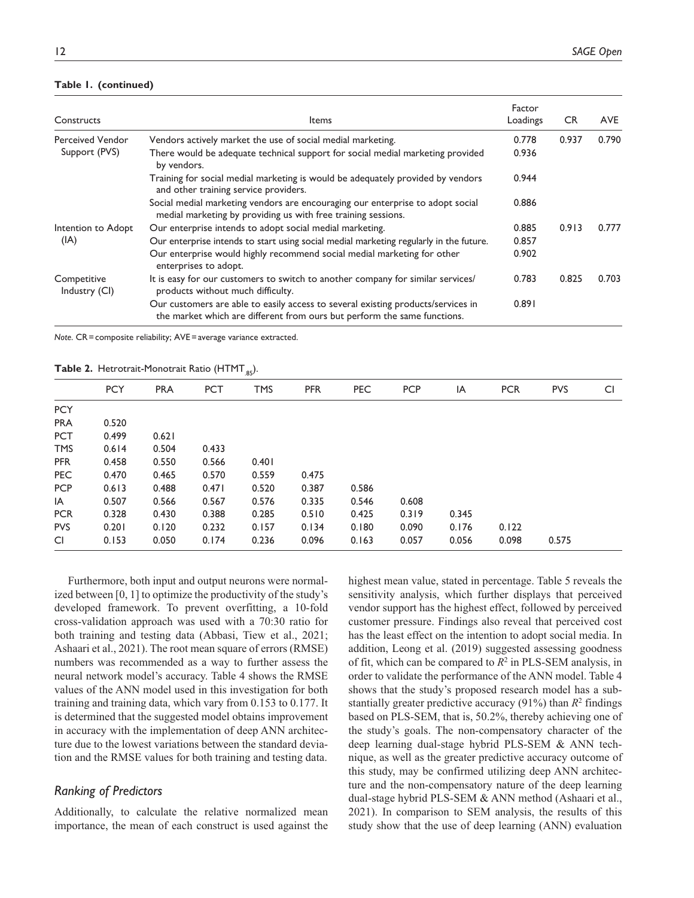**Table 1. (continued)**

| Constructs | Items | Factor Loadings | CR | AVE |
|---|---|---|---|---|
| Perceived Vendor Support (PVS) | Vendors actively market the use of social medial marketing. | 0.778 | 0.937 | 0.790 |
| | There would be adequate technical support for social medial marketing provided by vendors. | 0.936 | | |
| | Training for social medial marketing is would be adequately provided by vendors and other training service providers. | 0.944 | | |
| | Social medial marketing vendors are encouraging our enterprise to adopt social medial marketing by providing us with free training sessions. | 0.886 | | |
| Intention to Adopt (IA) | Our enterprise intends to adopt social medial marketing. | 0.885 | 0.913 | 0.777 |
| | Our enterprise intends to start using social medial marketing regularly in the future. | 0.857 | | |
| | Our enterprise would highly recommend social medial marketing for other enterprises to adopt. | 0.902 | | |
| Competitive Industry (CI) | It is easy for our customers to switch to another company for similar services/products without much difficulty. | 0.783 | 0.825 | 0.703 |
| | Our customers are able to easily access to several existing products/services in the market which are different from ours but perform the same functions. | 0.891 | | |

*Note.* CR = composite reliability; AVE = average variance extracted.

**Table 2.** Hetrotrait-Monotrait Ratio ($HTMT_{.85}$).

| | PCY | PRA | PCT | TMS | PFR | PEC | PCP | IA | PCR | PVS | CI |
|---|---|---|---|---|---|---|---|---|---|---|---|
| PCY | | | | | | | | | | | |
| PRA | 0.520 | | | | | | | | | | |
| PCT | 0.499 | 0.621 | | | | | | | | | |
| TMS | 0.614 | 0.504 | 0.433 | | | | | | | | |
| PFR | 0.458 | 0.550 | 0.566 | 0.401 | | | | | | | |
| PEC | 0.470 | 0.465 | 0.570 | 0.559 | 0.475 | | | | | | |
| PCP | 0.613 | 0.488 | 0.471 | 0.520 | 0.387 | 0.586 | | | | | |
| IA | 0.507 | 0.566 | 0.567 | 0.576 | 0.335 | 0.546 | 0.608 | | | | |
| PCR | 0.328 | 0.430 | 0.388 | 0.285 | 0.510 | 0.425 | 0.319 | 0.345 | | | |
| PVS | 0.201 | 0.120 | 0.232 | 0.157 | 0.134 | 0.180 | 0.090 | 0.176 | 0.122 | | |
| CI | 0.153 | 0.050 | 0.174 | 0.236 | 0.096 | 0.163 | 0.057 | 0.056 | 0.098 | 0.575 | |

Furthermore, both input and output neurons were normalized between [0, 1] to optimize the productivity of the study's developed framework. To prevent overfitting, a 10-fold cross-validation approach was used with a 70:30 ratio for both training and testing data (Abbasi, Tiew et al., 2021; Ashaari et al., 2021). The root mean square of errors (RMSE) numbers was recommended as a way to further assess the neural network model's accuracy. Table 4 shows the RMSE values of the ANN model used in this investigation for both training and training data, which vary from 0.153 to 0.177. It is determined that the suggested model obtains improvement in accuracy with the implementation of deep ANN architecture due to the lowest variations between the standard deviation and the RMSE values for both training and testing data.

## Ranking of Predictors

Additionally, to calculate the relative normalized mean importance, the mean of each construct is used against the highest mean value, stated in percentage. Table 5 reveals the sensitivity analysis, which further displays that perceived vendor support has the highest effect, followed by perceived customer pressure. Findings also reveal that perceived cost has the least effect on the intention to adopt social media. In addition, Leong et al. (2019) suggested assessing goodness of fit, which can be compared to $R^2$ in PLS-SEM analysis, in order to validate the performance of the ANN model. Table 4 shows that the study's proposed research model has a substantially greater predictive accuracy (91%) than $R^2$ findings based on PLS-SEM, that is, 50.2%, thereby achieving one of the study's goals. The non-compensatory character of the deep learning dual-stage hybrid PLS-SEM & ANN technique, as well as the greater predictive accuracy outcome of this study, may be confirmed utilizing deep ANN architecture and the non-compensatory nature of the deep learning dual-stage hybrid PLS-SEM & ANN method (Ashaari et al., 2021). In comparison to SEM analysis, the results of this study show that the use of deep learning (ANN) evaluation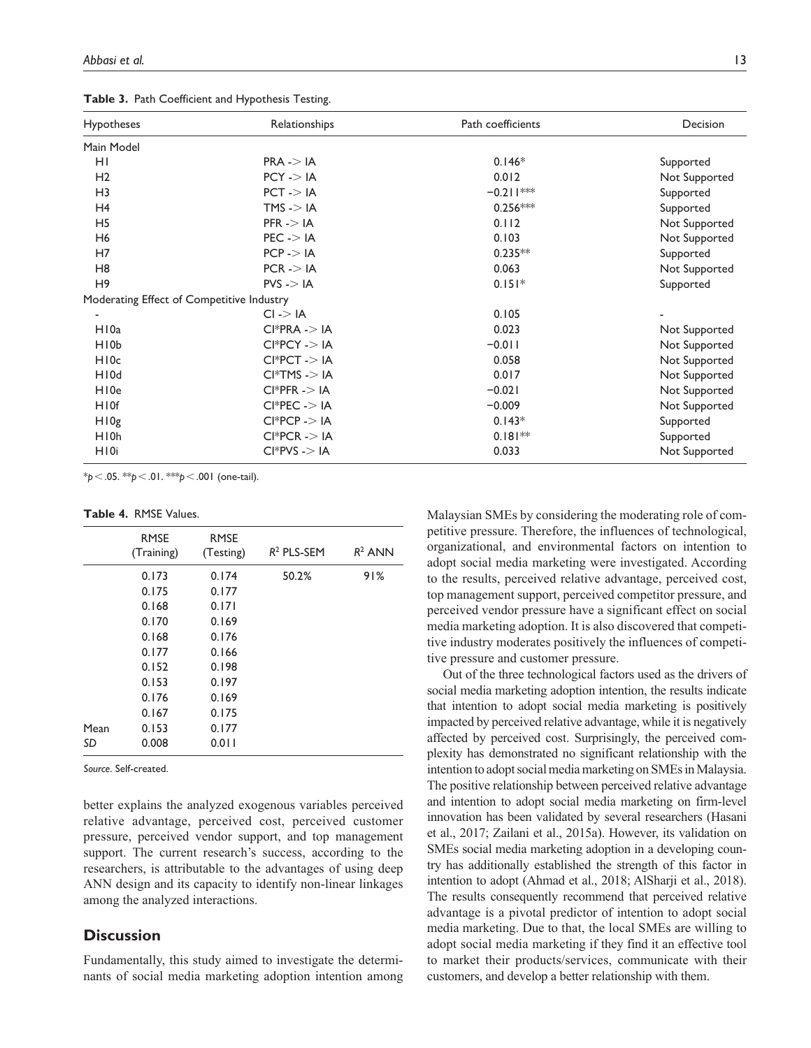**Table 3.** Path Coefficient and Hypothesis Testing.

| Hypotheses | Relationships | Path coefficients | Decision |
|---|---|---|---|
| Main Model | | | |
| H1 | PRA -> IA | 0.146* | Supported |
| H2 | PCY -> IA | 0.012 | Not Supported |
| H3 | PCT -> IA | −0.211*** | Supported |
| H4 | TMS -> IA | 0.256*** | Supported |
| H5 | PFR -> IA | 0.112 | Not Supported |
| H6 | PEC -> IA | 0.103 | Not Supported |
| H7 | PCP -> IA | 0.235** | Supported |
| H8 | PCR -> IA | 0.063 | Not Supported |
| H9 | PVS -> IA | 0.151* | Supported |
| Moderating Effect of Competitive Industry | | | |
| - | CI -> IA | 0.105 | - |
| H10a | CI*PRA -> IA | 0.023 | Not Supported |
| H10b | CI*PCY -> IA | −0.011 | Not Supported |
| H10c | CI*PCT -> IA | 0.058 | Not Supported |
| H10d | CI*TMS -> IA | 0.017 | Not Supported |
| H10e | CI*PFR -> IA | −0.021 | Not Supported |
| H10f | CI*PEC -> IA | −0.009 | Not Supported |
| H10g | CI*PCP -> IA | 0.143* | Supported |
| H10h | CI*PCR -> IA | 0.181** | Supported |
| H10i | CI*PVS -> IA | 0.033 | Not Supported |

*$p < .05$. **$p < .01$. ***$p < .001$ (one-tail).

**Table 4.** RMSE Values.

| | RMSE (Training) | RMSE (Testing) | $R^2$ PLS-SEM | $R^2$ ANN |
|---|---|---|---|---|
| | 0.173 | 0.174 | 50.2% | 91% |
| | 0.175 | 0.177 | | |
| | 0.168 | 0.171 | | |
| | 0.170 | 0.169 | | |
| | 0.168 | 0.176 | | |
| | 0.177 | 0.166 | | |
| | 0.152 | 0.198 | | |
| | 0.153 | 0.197 | | |
| | 0.176 | 0.169 | | |
| | 0.167 | 0.175 | | |
| Mean | 0.153 | 0.177 | | |
| *SD* | 0.008 | 0.011 | | |

*Source*. Self-created.

better explains the analyzed exogenous variables perceived relative advantage, perceived cost, perceived customer pressure, perceived vendor support, and top management support. The current research's success, according to the researchers, is attributable to the advantages of using deep ANN design and its capacity to identify non-linear linkages among the analyzed interactions.

## Discussion

Fundamentally, this study aimed to investigate the determinants of social media marketing adoption intention among Malaysian SMEs by considering the moderating role of competitive pressure. Therefore, the influences of technological, organizational, and environmental factors on intention to adopt social media marketing were investigated. According to the results, perceived relative advantage, perceived cost, top management support, perceived competitor pressure, and perceived vendor pressure have a significant effect on social media marketing adoption. It is also discovered that competitive industry moderates positively the influences of competitive pressure and customer pressure.

Out of the three technological factors used as the drivers of social media marketing adoption intention, the results indicate that intention to adopt social media marketing is positively impacted by perceived relative advantage, while it is negatively affected by perceived cost. Surprisingly, the perceived complexity has demonstrated no significant relationship with the intention to adopt social media marketing on SMEs in Malaysia. The positive relationship between perceived relative advantage and intention to adopt social media marketing on firm-level innovation has been validated by several researchers (Hasani et al., 2017; Zailani et al., 2015a). However, its validation on SMEs social media marketing adoption in a developing country has additionally established the strength of this factor in intention to adopt (Ahmad et al., 2018; AlSharji et al., 2018). The results consequently recommend that perceived relative advantage is a pivotal predictor of intention to adopt social media marketing. Due to that, the local SMEs are willing to adopt social media marketing if they find it an effective tool to market their products/services, communicate with their customers, and develop a better relationship with them.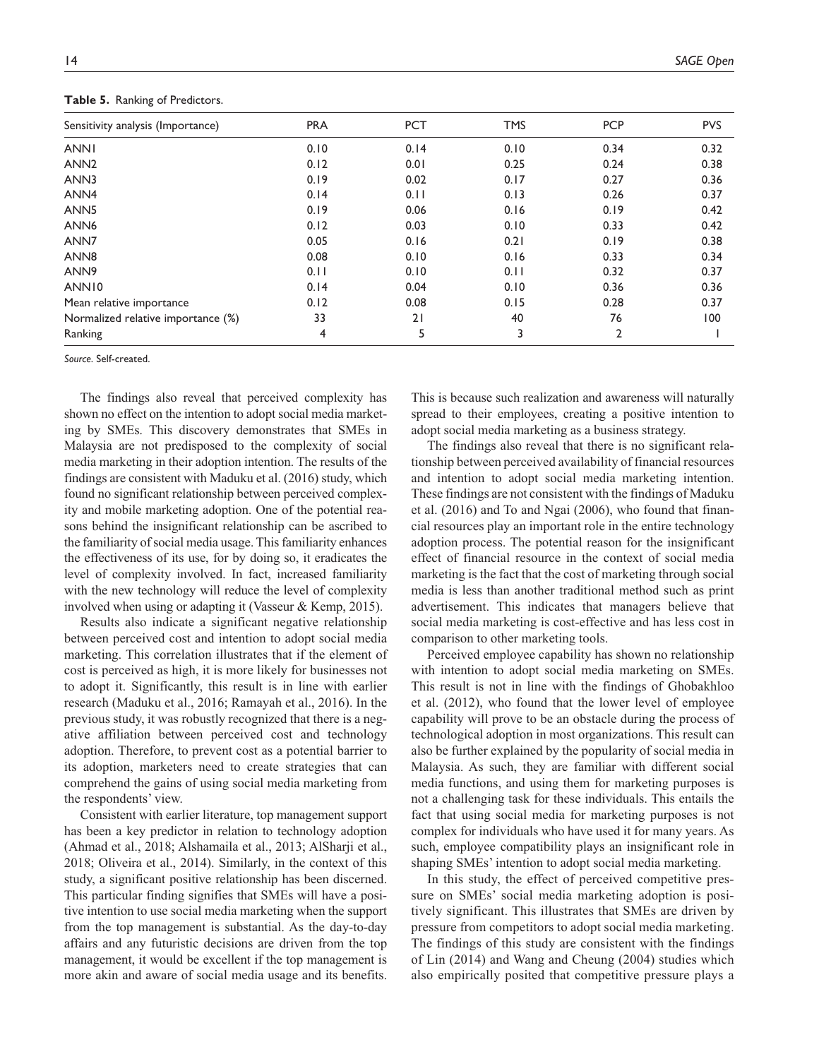**Table 5.** Ranking of Predictors.

| Sensitivity analysis (Importance) | PRA | PCT | TMS | PCP | PVS |
|---|---|---|---|---|---|
| ANN1 | 0.10 | 0.14 | 0.10 | 0.34 | 0.32 |
| ANN2 | 0.12 | 0.01 | 0.25 | 0.24 | 0.38 |
| ANN3 | 0.19 | 0.02 | 0.17 | 0.27 | 0.36 |
| ANN4 | 0.14 | 0.11 | 0.13 | 0.26 | 0.37 |
| ANN5 | 0.19 | 0.06 | 0.16 | 0.19 | 0.42 |
| ANN6 | 0.12 | 0.03 | 0.10 | 0.33 | 0.42 |
| ANN7 | 0.05 | 0.16 | 0.21 | 0.19 | 0.38 |
| ANN8 | 0.08 | 0.10 | 0.16 | 0.33 | 0.34 |
| ANN9 | 0.11 | 0.10 | 0.11 | 0.32 | 0.37 |
| ANN10 | 0.14 | 0.04 | 0.10 | 0.36 | 0.36 |
| Mean relative importance | 0.12 | 0.08 | 0.15 | 0.28 | 0.37 |
| Normalized relative importance (%) | 33 | 21 | 40 | 76 | 100 |
| Ranking | 4 | 5 | 3 | 2 | 1 |

*Source.* Self-created.

The findings also reveal that perceived complexity has shown no effect on the intention to adopt social media marketing by SMEs. This discovery demonstrates that SMEs in Malaysia are not predisposed to the complexity of social media marketing in their adoption intention. The results of the findings are consistent with Maduku et al. (2016) study, which found no significant relationship between perceived complexity and mobile marketing adoption. One of the potential reasons behind the insignificant relationship can be ascribed to the familiarity of social media usage. This familiarity enhances the effectiveness of its use, for by doing so, it eradicates the level of complexity involved. In fact, increased familiarity with the new technology will reduce the level of complexity involved when using or adapting it (Vasseur & Kemp, 2015).

Results also indicate a significant negative relationship between perceived cost and intention to adopt social media marketing. This correlation illustrates that if the element of cost is perceived as high, it is more likely for businesses not to adopt it. Significantly, this result is in line with earlier research (Maduku et al., 2016; Ramayah et al., 2016). In the previous study, it was robustly recognized that there is a negative affiliation between perceived cost and technology adoption. Therefore, to prevent cost as a potential barrier to its adoption, marketers need to create strategies that can comprehend the gains of using social media marketing from the respondents' view.

Consistent with earlier literature, top management support has been a key predictor in relation to technology adoption (Ahmad et al., 2018; Alshamaila et al., 2013; AlSharji et al., 2018; Oliveira et al., 2014). Similarly, in the context of this study, a significant positive relationship has been discerned. This particular finding signifies that SMEs will have a positive intention to use social media marketing when the support from the top management is substantial. As the day-to-day affairs and any futuristic decisions are driven from the top management, it would be excellent if the top management is more akin and aware of social media usage and its benefits. This is because such realization and awareness will naturally spread to their employees, creating a positive intention to adopt social media marketing as a business strategy.

The findings also reveal that there is no significant relationship between perceived availability of financial resources and intention to adopt social media marketing intention. These findings are not consistent with the findings of Maduku et al. (2016) and To and Ngai (2006), who found that financial resources play an important role in the entire technology adoption process. The potential reason for the insignificant effect of financial resource in the context of social media marketing is the fact that the cost of marketing through social media is less than another traditional method such as print advertisement. This indicates that managers believe that social media marketing is cost-effective and has less cost in comparison to other marketing tools.

Perceived employee capability has shown no relationship with intention to adopt social media marketing on SMEs. This result is not in line with the findings of Ghobakhloo et al. (2012), who found that the lower level of employee capability will prove to be an obstacle during the process of technological adoption in most organizations. This result can also be further explained by the popularity of social media in Malaysia. As such, they are familiar with different social media functions, and using them for marketing purposes is not a challenging task for these individuals. This entails the fact that using social media for marketing purposes is not complex for individuals who have used it for many years. As such, employee compatibility plays an insignificant role in shaping SMEs' intention to adopt social media marketing.

In this study, the effect of perceived competitive pressure on SMEs' social media marketing adoption is positively significant. This illustrates that SMEs are driven by pressure from competitors to adopt social media marketing. The findings of this study are consistent with the findings of Lin (2014) and Wang and Cheung (2004) studies which also empirically posited that competitive pressure plays a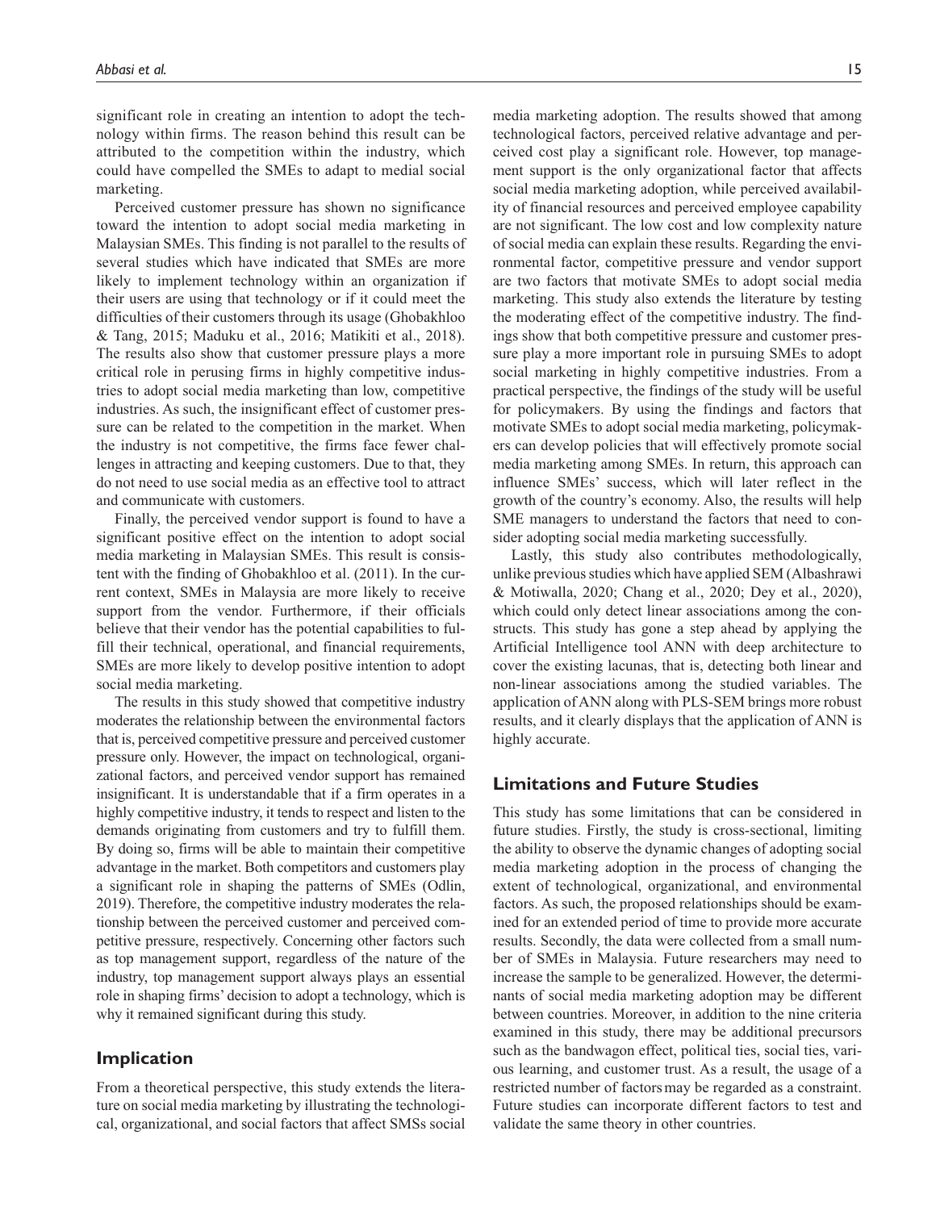significant role in creating an intention to adopt the technology within firms. The reason behind this result can be attributed to the competition within the industry, which could have compelled the SMEs to adapt to medial social marketing.

Perceived customer pressure has shown no significance toward the intention to adopt social media marketing in Malaysian SMEs. This finding is not parallel to the results of several studies which have indicated that SMEs are more likely to implement technology within an organization if their users are using that technology or if it could meet the difficulties of their customers through its usage (Ghobakhloo & Tang, 2015; Maduku et al., 2016; Matikiti et al., 2018). The results also show that customer pressure plays a more critical role in perusing firms in highly competitive industries to adopt social media marketing than low, competitive industries. As such, the insignificant effect of customer pressure can be related to the competition in the market. When the industry is not competitive, the firms face fewer challenges in attracting and keeping customers. Due to that, they do not need to use social media as an effective tool to attract and communicate with customers.

Finally, the perceived vendor support is found to have a significant positive effect on the intention to adopt social media marketing in Malaysian SMEs. This result is consistent with the finding of Ghobakhloo et al. (2011). In the current context, SMEs in Malaysia are more likely to receive support from the vendor. Furthermore, if their officials believe that their vendor has the potential capabilities to fulfill their technical, operational, and financial requirements, SMEs are more likely to develop positive intention to adopt social media marketing.

The results in this study showed that competitive industry moderates the relationship between the environmental factors that is, perceived competitive pressure and perceived customer pressure only. However, the impact on technological, organizational factors, and perceived vendor support has remained insignificant. It is understandable that if a firm operates in a highly competitive industry, it tends to respect and listen to the demands originating from customers and try to fulfill them. By doing so, firms will be able to maintain their competitive advantage in the market. Both competitors and customers play a significant role in shaping the patterns of SMEs (Odlin, 2019). Therefore, the competitive industry moderates the relationship between the perceived customer and perceived competitive pressure, respectively. Concerning other factors such as top management support, regardless of the nature of the industry, top management support always plays an essential role in shaping firms' decision to adopt a technology, which is why it remained significant during this study.

## Implication

From a theoretical perspective, this study extends the literature on social media marketing by illustrating the technological, organizational, and social factors that affect SMSs social media marketing adoption. The results showed that among technological factors, perceived relative advantage and perceived cost play a significant role. However, top management support is the only organizational factor that affects social media marketing adoption, while perceived availability of financial resources and perceived employee capability are not significant. The low cost and low complexity nature of social media can explain these results. Regarding the environmental factor, competitive pressure and vendor support are two factors that motivate SMEs to adopt social media marketing. This study also extends the literature by testing the moderating effect of the competitive industry. The findings show that both competitive pressure and customer pressure play a more important role in pursuing SMEs to adopt social marketing in highly competitive industries. From a practical perspective, the findings of the study will be useful for policymakers. By using the findings and factors that motivate SMEs to adopt social media marketing, policymakers can develop policies that will effectively promote social media marketing among SMEs. In return, this approach can influence SMEs' success, which will later reflect in the growth of the country's economy. Also, the results will help SME managers to understand the factors that need to consider adopting social media marketing successfully.

Lastly, this study also contributes methodologically, unlike previous studies which have applied SEM (Albashrawi & Motiwalla, 2020; Chang et al., 2020; Dey et al., 2020), which could only detect linear associations among the constructs. This study has gone a step ahead by applying the Artificial Intelligence tool ANN with deep architecture to cover the existing lacunas, that is, detecting both linear and non-linear associations among the studied variables. The application of ANN along with PLS-SEM brings more robust results, and it clearly displays that the application of ANN is highly accurate.

## Limitations and Future Studies

This study has some limitations that can be considered in future studies. Firstly, the study is cross-sectional, limiting the ability to observe the dynamic changes of adopting social media marketing adoption in the process of changing the extent of technological, organizational, and environmental factors. As such, the proposed relationships should be examined for an extended period of time to provide more accurate results. Secondly, the data were collected from a small number of SMEs in Malaysia. Future researchers may need to increase the sample to be generalized. However, the determinants of social media marketing adoption may be different between countries. Moreover, in addition to the nine criteria examined in this study, there may be additional precursors such as the bandwagon effect, political ties, social ties, various learning, and customer trust. As a result, the usage of a restricted number of factors may be regarded as a constraint. Future studies can incorporate different factors to test and validate the same theory in other countries.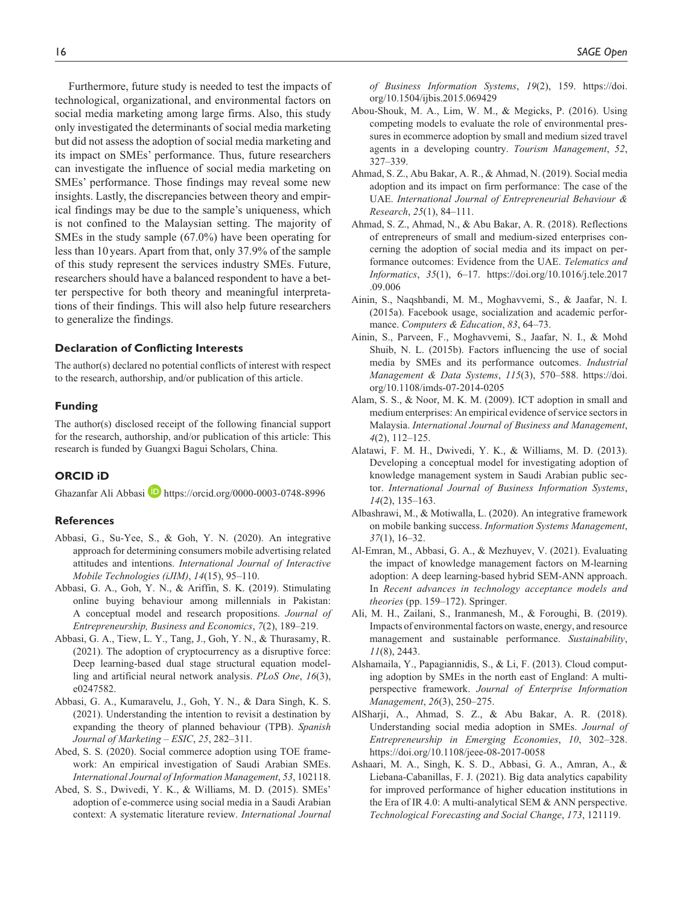Furthermore, future study is needed to test the impacts of technological, organizational, and environmental factors on social media marketing among large firms. Also, this study only investigated the determinants of social media marketing but did not assess the adoption of social media marketing and its impact on SMEs' performance. Thus, future researchers can investigate the influence of social media marketing on SMEs' performance. Those findings may reveal some new insights. Lastly, the discrepancies between theory and empirical findings may be due to the sample's uniqueness, which is not confined to the Malaysian setting. The majority of SMEs in the study sample (67.0%) have been operating for less than 10 years. Apart from that, only 37.9% of the sample of this study represent the services industry SMEs. Future, researchers should have a balanced respondent to have a better perspective for both theory and meaningful interpretations of their findings. This will also help future researchers to generalize the findings.

### Declaration of Conflicting Interests

The author(s) declared no potential conflicts of interest with respect to the research, authorship, and/or publication of this article.

### Funding

The author(s) disclosed receipt of the following financial support for the research, authorship, and/or publication of this article: This research is funded by Guangxi Bagui Scholars, China.

### ORCID iD

Ghazanfar Ali Abbasi https://orcid.org/0000-0003-0748-8996

### References

Abbasi, G., Su-Yee, S., & Goh, Y. N. (2020). An integrative approach for determining consumers mobile advertising related attitudes and intentions. *International Journal of Interactive Mobile Technologies (iJIM)*, *14*(15), 95–110.

Abbasi, G. A., Goh, Y. N., & Ariffin, S. K. (2019). Stimulating online buying behaviour among millennials in Pakistan: A conceptual model and research propositions. *Journal of Entrepreneurship, Business and Economics*, *7*(2), 189–219.

Abbasi, G. A., Tiew, L. Y., Tang, J., Goh, Y. N., & Thurasamy, R. (2021). The adoption of cryptocurrency as a disruptive force: Deep learning-based dual stage structural equation modelling and artificial neural network analysis. *PLoS One*, *16*(3), e0247582.

Abbasi, G. A., Kumaravelu, J., Goh, Y. N., & Dara Singh, K. S. (2021). Understanding the intention to revisit a destination by expanding the theory of planned behaviour (TPB). *Spanish Journal of Marketing – ESIC*, *25*, 282–311.

Abed, S. S. (2020). Social commerce adoption using TOE framework: An empirical investigation of Saudi Arabian SMEs. *International Journal of Information Management*, *53*, 102118.

Abed, S. S., Dwivedi, Y. K., & Williams, M. D. (2015). SMEs' adoption of e-commerce using social media in a Saudi Arabian context: A systematic literature review. *International Journal of Business Information Systems*, *19*(2), 159. https://doi.org/10.1504/ijbis.2015.069429

Abou-Shouk, M. A., Lim, W. M., & Megicks, P. (2016). Using competing models to evaluate the role of environmental pressures in ecommerce adoption by small and medium sized travel agents in a developing country. *Tourism Management*, *52*, 327–339.

Ahmad, S. Z., Abu Bakar, A. R., & Ahmad, N. (2019). Social media adoption and its impact on firm performance: The case of the UAE. *International Journal of Entrepreneurial Behaviour & Research*, *25*(1), 84–111.

Ahmad, S. Z., Ahmad, N., & Abu Bakar, A. R. (2018). Reflections of entrepreneurs of small and medium-sized enterprises concerning the adoption of social media and its impact on performance outcomes: Evidence from the UAE. *Telematics and Informatics*, *35*(1), 6–17. https://doi.org/10.1016/j.tele.2017.09.006

Ainin, S., Naqshbandi, M. M., Moghavvemi, S., & Jaafar, N. I. (2015a). Facebook usage, socialization and academic performance. *Computers & Education*, *83*, 64–73.

Ainin, S., Parveen, F., Moghavvemi, S., Jaafar, N. I., & Mohd Shuib, N. L. (2015b). Factors influencing the use of social media by SMEs and its performance outcomes. *Industrial Management & Data Systems*, *115*(3), 570–588. https://doi.org/10.1108/imds-07-2014-0205

Alam, S. S., & Noor, M. K. M. (2009). ICT adoption in small and medium enterprises: An empirical evidence of service sectors in Malaysia. *International Journal of Business and Management*, *4*(2), 112–125.

Alatawi, F. M. H., Dwivedi, Y. K., & Williams, M. D. (2013). Developing a conceptual model for investigating adoption of knowledge management system in Saudi Arabian public sector. *International Journal of Business Information Systems*, *14*(2), 135–163.

Albashrawi, M., & Motiwalla, L. (2020). An integrative framework on mobile banking success. *Information Systems Management*, *37*(1), 16–32.

Al-Emran, M., Abbasi, G. A., & Mezhuyev, V. (2021). Evaluating the impact of knowledge management factors on M-learning adoption: A deep learning-based hybrid SEM-ANN approach. In *Recent advances in technology acceptance models and theories* (pp. 159–172). Springer.

Ali, M. H., Zailani, S., Iranmanesh, M., & Foroughi, B. (2019). Impacts of environmental factors on waste, energy, and resource management and sustainable performance. *Sustainability*, *11*(8), 2443.

Alshamaila, Y., Papagiannidis, S., & Li, F. (2013). Cloud computing adoption by SMEs in the north east of England: A multi-perspective framework. *Journal of Enterprise Information Management*, *26*(3), 250–275.

AlSharji, A., Ahmad, S. Z., & Abu Bakar, A. R. (2018). Understanding social media adoption in SMEs. *Journal of Entrepreneurship in Emerging Economies*, *10*, 302–328. https://doi.org/10.1108/jeee-08-2017-0058

Ashaari, M. A., Singh, K. S. D., Abbasi, G. A., Amran, A., & Liebana-Cabanillas, F. J. (2021). Big data analytics capability for improved performance of higher education institutions in the Era of IR 4.0: A multi-analytical SEM & ANN perspective. *Technological Forecasting and Social Change*, *173*, 121119.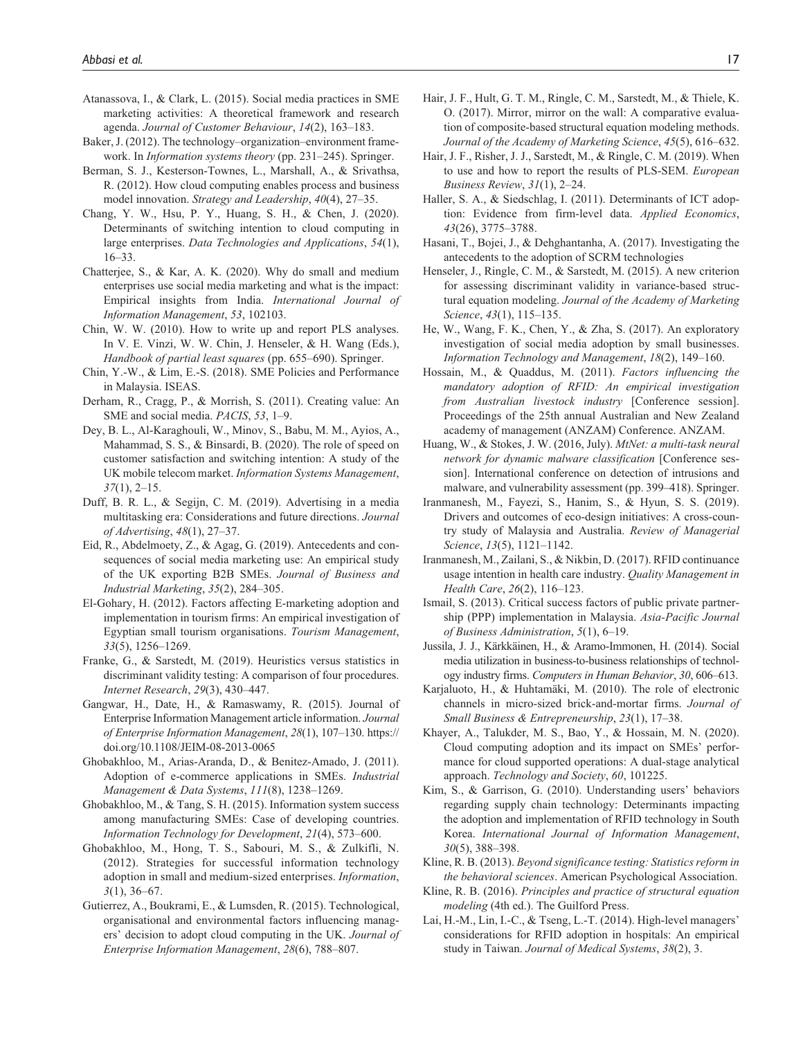Atanassova, I., & Clark, L. (2015). Social media practices in SME marketing activities: A theoretical framework and research agenda. *Journal of Customer Behaviour*, *14*(2), 163–183.

Baker, J. (2012). The technology–organization–environment framework. In *Information systems theory* (pp. 231–245). Springer.

Berman, S. J., Kesterson-Townes, L., Marshall, A., & Srivathsa, R. (2012). How cloud computing enables process and business model innovation. *Strategy and Leadership*, *40*(4), 27–35.

Chang, Y. W., Hsu, P. Y., Huang, S. H., & Chen, J. (2020). Determinants of switching intention to cloud computing in large enterprises. *Data Technologies and Applications*, *54*(1), 16–33.

Chatterjee, S., & Kar, A. K. (2020). Why do small and medium enterprises use social media marketing and what is the impact: Empirical insights from India. *International Journal of Information Management*, *53*, 102103.

Chin, W. W. (2010). How to write up and report PLS analyses. In V. E. Vinzi, W. W. Chin, J. Henseler, & H. Wang (Eds.), *Handbook of partial least squares* (pp. 655–690). Springer.

Chin, Y.-W., & Lim, E.-S. (2018). SME Policies and Performance in Malaysia. ISEAS.

Derham, R., Cragg, P., & Morrish, S. (2011). Creating value: An SME and social media. *PACIS*, *53*, 1–9.

Dey, B. L., Al-Karaghouli, W., Minov, S., Babu, M. M., Ayios, A., Mahammad, S. S., & Binsardi, B. (2020). The role of speed on customer satisfaction and switching intention: A study of the UK mobile telecom market. *Information Systems Management*, *37*(1), 2–15.

Duff, B. R. L., & Segijn, C. M. (2019). Advertising in a media multitasking era: Considerations and future directions. *Journal of Advertising*, *48*(1), 27–37.

Eid, R., Abdelmoety, Z., & Agag, G. (2019). Antecedents and consequences of social media marketing use: An empirical study of the UK exporting B2B SMEs. *Journal of Business and Industrial Marketing*, *35*(2), 284–305.

El-Gohary, H. (2012). Factors affecting E-marketing adoption and implementation in tourism firms: An empirical investigation of Egyptian small tourism organisations. *Tourism Management*, *33*(5), 1256–1269.

Franke, G., & Sarstedt, M. (2019). Heuristics versus statistics in discriminant validity testing: A comparison of four procedures. *Internet Research*, *29*(3), 430–447.

Gangwar, H., Date, H., & Ramaswamy, R. (2015). Journal of Enterprise Information Management article information. *Journal of Enterprise Information Management*, *28*(1), 107–130. https://doi.org/10.1108/JEIM-08-2013-0065

Ghobakhloo, M., Arias-Aranda, D., & Benitez-Amado, J. (2011). Adoption of e-commerce applications in SMEs. *Industrial Management & Data Systems*, *111*(8), 1238–1269.

Ghobakhloo, M., & Tang, S. H. (2015). Information system success among manufacturing SMEs: Case of developing countries. *Information Technology for Development*, *21*(4), 573–600.

Ghobakhloo, M., Hong, T. S., Sabouri, M. S., & Zulkifli, N. (2012). Strategies for successful information technology adoption in small and medium-sized enterprises. *Information*, *3*(1), 36–67.

Gutierrez, A., Boukrami, E., & Lumsden, R. (2015). Technological, organisational and environmental factors influencing managers' decision to adopt cloud computing in the UK. *Journal of Enterprise Information Management*, *28*(6), 788–807.

Hair, J. F., Hult, G. T. M., Ringle, C. M., Sarstedt, M., & Thiele, K. O. (2017). Mirror, mirror on the wall: A comparative evaluation of composite-based structural equation modeling methods. *Journal of the Academy of Marketing Science*, *45*(5), 616–632.

Hair, J. F., Risher, J. J., Sarstedt, M., & Ringle, C. M. (2019). When to use and how to report the results of PLS-SEM. *European Business Review*, *31*(1), 2–24.

Haller, S. A., & Siedschlag, I. (2011). Determinants of ICT adoption: Evidence from firm-level data. *Applied Economics*, *43*(26), 3775–3788.

Hasani, T., Bojei, J., & Dehghantanha, A. (2017). Investigating the antecedents to the adoption of SCRM technologies

Henseler, J., Ringle, C. M., & Sarstedt, M. (2015). A new criterion for assessing discriminant validity in variance-based structural equation modeling. *Journal of the Academy of Marketing Science*, *43*(1), 115–135.

He, W., Wang, F. K., Chen, Y., & Zha, S. (2017). An exploratory investigation of social media adoption by small businesses. *Information Technology and Management*, *18*(2), 149–160.

Hossain, M., & Quaddus, M. (2011). *Factors influencing the mandatory adoption of RFID: An empirical investigation from Australian livestock industry* [Conference session]. Proceedings of the 25th annual Australian and New Zealand academy of management (ANZAM) Conference. ANZAM.

Huang, W., & Stokes, J. W. (2016, July). *MtNet: a multi-task neural network for dynamic malware classification* [Conference session]. International conference on detection of intrusions and malware, and vulnerability assessment (pp. 399–418). Springer.

Iranmanesh, M., Fayezi, S., Hanim, S., & Hyun, S. S. (2019). Drivers and outcomes of eco-design initiatives: A cross-country study of Malaysia and Australia. *Review of Managerial Science*, *13*(5), 1121–1142.

Iranmanesh, M., Zailani, S., & Nikbin, D. (2017). RFID continuance usage intention in health care industry. *Quality Management in Health Care*, *26*(2), 116–123.

Ismail, S. (2013). Critical success factors of public private partnership (PPP) implementation in Malaysia. *Asia-Pacific Journal of Business Administration*, *5*(1), 6–19.

Jussila, J. J., Kärkkäinen, H., & Aramo-Immonen, H. (2014). Social media utilization in business-to-business relationships of technology industry firms. *Computers in Human Behavior*, *30*, 606–613.

Karjaluoto, H., & Huhtamäki, M. (2010). The role of electronic channels in micro-sized brick-and-mortar firms. *Journal of Small Business & Entrepreneurship*, *23*(1), 17–38.

Khayer, A., Talukder, M. S., Bao, Y., & Hossain, M. N. (2020). Cloud computing adoption and its impact on SMEs' performance for cloud supported operations: A dual-stage analytical approach. *Technology and Society*, *60*, 101225.

Kim, S., & Garrison, G. (2010). Understanding users' behaviors regarding supply chain technology: Determinants impacting the adoption and implementation of RFID technology in South Korea. *International Journal of Information Management*, *30*(5), 388–398.

Kline, R. B. (2013). *Beyond significance testing: Statistics reform in the behavioral sciences*. American Psychological Association.

Kline, R. B. (2016). *Principles and practice of structural equation modeling* (4th ed.). The Guilford Press.

Lai, H.-M., Lin, I.-C., & Tseng, L.-T. (2014). High-level managers' considerations for RFID adoption in hospitals: An empirical study in Taiwan. *Journal of Medical Systems*, *38*(2), 3.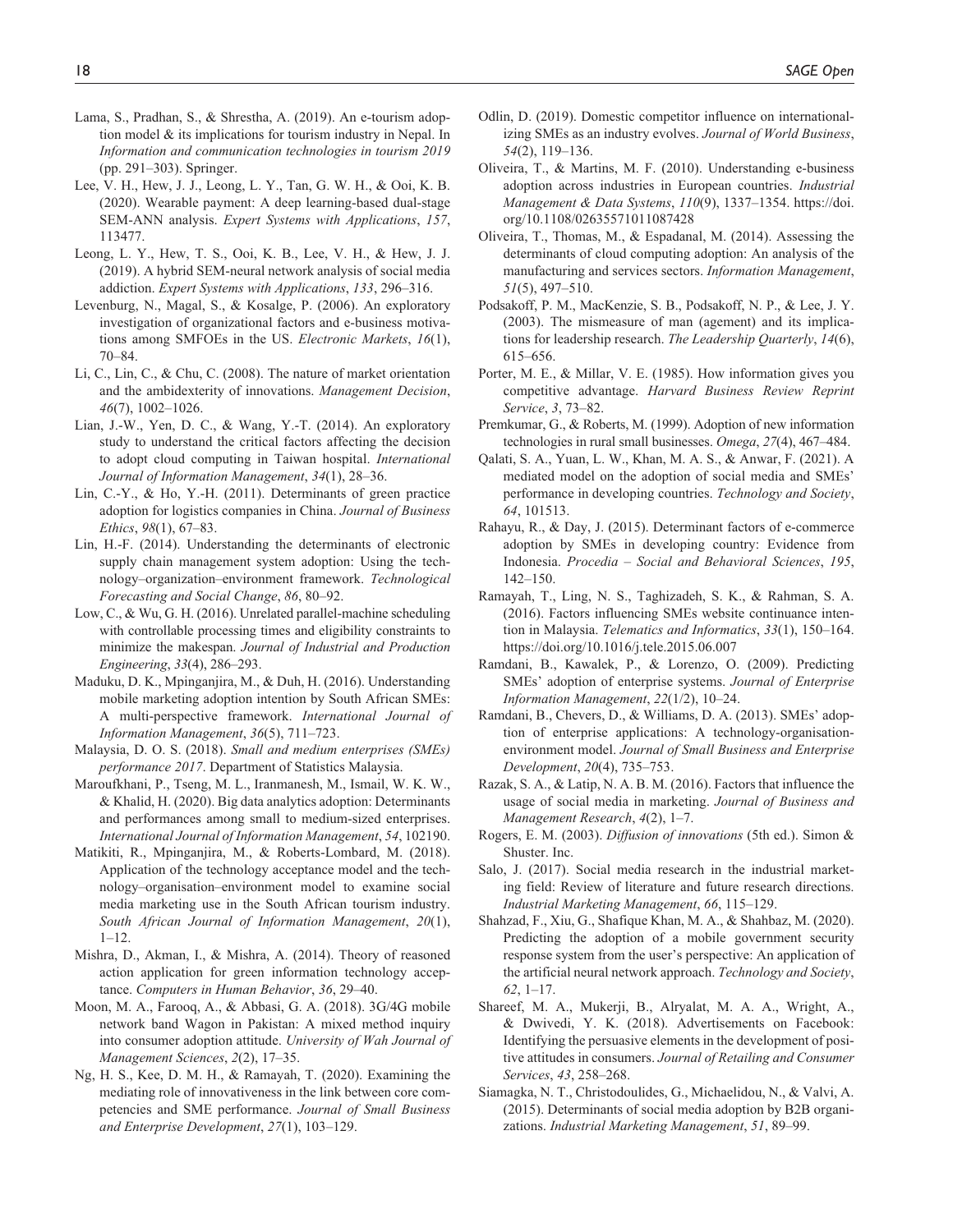Lama, S., Pradhan, S., & Shrestha, A. (2019). An e-tourism adoption model & its implications for tourism industry in Nepal. In *Information and communication technologies in tourism 2019* (pp. 291–303). Springer.

Lee, V. H., Hew, J. J., Leong, L. Y., Tan, G. W. H., & Ooi, K. B. (2020). Wearable payment: A deep learning-based dual-stage SEM-ANN analysis. *Expert Systems with Applications*, *157*, 113477.

Leong, L. Y., Hew, T. S., Ooi, K. B., Lee, V. H., & Hew, J. J. (2019). A hybrid SEM-neural network analysis of social media addiction. *Expert Systems with Applications*, *133*, 296–316.

Levenburg, N., Magal, S., & Kosalge, P. (2006). An exploratory investigation of organizational factors and e-business motivations among SMFOEs in the US. *Electronic Markets*, *16*(1), 70–84.

Li, C., Lin, C., & Chu, C. (2008). The nature of market orientation and the ambidexterity of innovations. *Management Decision*, *46*(7), 1002–1026.

Lian, J.-W., Yen, D. C., & Wang, Y.-T. (2014). An exploratory study to understand the critical factors affecting the decision to adopt cloud computing in Taiwan hospital. *International Journal of Information Management*, *34*(1), 28–36.

Lin, C.-Y., & Ho, Y.-H. (2011). Determinants of green practice adoption for logistics companies in China. *Journal of Business Ethics*, *98*(1), 67–83.

Lin, H.-F. (2014). Understanding the determinants of electronic supply chain management system adoption: Using the technology–organization–environment framework. *Technological Forecasting and Social Change*, *86*, 80–92.

Low, C., & Wu, G. H. (2016). Unrelated parallel-machine scheduling with controllable processing times and eligibility constraints to minimize the makespan. *Journal of Industrial and Production Engineering*, *33*(4), 286–293.

Maduku, D. K., Mpinganjira, M., & Duh, H. (2016). Understanding mobile marketing adoption intention by South African SMEs: A multi-perspective framework. *International Journal of Information Management*, *36*(5), 711–723.

Malaysia, D. O. S. (2018). *Small and medium enterprises (SMEs) performance 2017*. Department of Statistics Malaysia.

Maroufkhani, P., Tseng, M. L., Iranmanesh, M., Ismail, W. K. W., & Khalid, H. (2020). Big data analytics adoption: Determinants and performances among small to medium-sized enterprises. *International Journal of Information Management*, *54*, 102190.

Matikiti, R., Mpinganjira, M., & Roberts-Lombard, M. (2018). Application of the technology acceptance model and the technology–organisation–environment model to examine social media marketing use in the South African tourism industry. *South African Journal of Information Management*, *20*(1), 1–12.

Mishra, D., Akman, I., & Mishra, A. (2014). Theory of reasoned action application for green information technology acceptance. *Computers in Human Behavior*, *36*, 29–40.

Moon, M. A., Farooq, A., & Abbasi, G. A. (2018). 3G/4G mobile network band Wagon in Pakistan: A mixed method inquiry into consumer adoption attitude. *University of Wah Journal of Management Sciences*, *2*(2), 17–35.

Ng, H. S., Kee, D. M. H., & Ramayah, T. (2020). Examining the mediating role of innovativeness in the link between core competencies and SME performance. *Journal of Small Business and Enterprise Development*, *27*(1), 103–129.

Odlin, D. (2019). Domestic competitor influence on internationalizing SMEs as an industry evolves. *Journal of World Business*, *54*(2), 119–136.

Oliveira, T., & Martins, M. F. (2010). Understanding e-business adoption across industries in European countries. *Industrial Management & Data Systems*, *110*(9), 1337–1354. https://doi.org/10.1108/02635571011087428

Oliveira, T., Thomas, M., & Espadanal, M. (2014). Assessing the determinants of cloud computing adoption: An analysis of the manufacturing and services sectors. *Information Management*, *51*(5), 497–510.

Podsakoff, P. M., MacKenzie, S. B., Podsakoff, N. P., & Lee, J. Y. (2003). The mismeasure of man (agement) and its implications for leadership research. *The Leadership Quarterly*, *14*(6), 615–656.

Porter, M. E., & Millar, V. E. (1985). How information gives you competitive advantage. *Harvard Business Review Reprint Service*, *3*, 73–82.

Premkumar, G., & Roberts, M. (1999). Adoption of new information technologies in rural small businesses. *Omega*, *27*(4), 467–484.

Qalati, S. A., Yuan, L. W., Khan, M. A. S., & Anwar, F. (2021). A mediated model on the adoption of social media and SMEs' performance in developing countries. *Technology and Society*, *64*, 101513.

Rahayu, R., & Day, J. (2015). Determinant factors of e-commerce adoption by SMEs in developing country: Evidence from Indonesia. *Procedia – Social and Behavioral Sciences*, *195*, 142–150.

Ramayah, T., Ling, N. S., Taghizadeh, S. K., & Rahman, S. A. (2016). Factors influencing SMEs website continuance intention in Malaysia. *Telematics and Informatics*, *33*(1), 150–164. https://doi.org/10.1016/j.tele.2015.06.007

Ramdani, B., Kawalek, P., & Lorenzo, O. (2009). Predicting SMEs' adoption of enterprise systems. *Journal of Enterprise Information Management*, *22*(1/2), 10–24.

Ramdani, B., Chevers, D., & Williams, D. A. (2013). SMEs' adoption of enterprise applications: A technology-organisation-environment model. *Journal of Small Business and Enterprise Development*, *20*(4), 735–753.

Razak, S. A., & Latip, N. A. B. M. (2016). Factors that influence the usage of social media in marketing. *Journal of Business and Management Research*, *4*(2), 1–7.

Rogers, E. M. (2003). *Diffusion of innovations* (5th ed.). Simon & Shuster. Inc.

Salo, J. (2017). Social media research in the industrial marketing field: Review of literature and future research directions. *Industrial Marketing Management*, *66*, 115–129.

Shahzad, F., Xiu, G., Shafique Khan, M. A., & Shahbaz, M. (2020). Predicting the adoption of a mobile government security response system from the user's perspective: An application of the artificial neural network approach. *Technology and Society*, *62*, 1–17.

Shareef, M. A., Mukerji, B., Alryalat, M. A. A., Wright, A., & Dwivedi, Y. K. (2018). Advertisements on Facebook: Identifying the persuasive elements in the development of positive attitudes in consumers. *Journal of Retailing and Consumer Services*, *43*, 258–268.

Siamagka, N. T., Christodoulides, G., Michaelidou, N., & Valvi, A. (2015). Determinants of social media adoption by B2B organizations. *Industrial Marketing Management*, *51*, 89–99.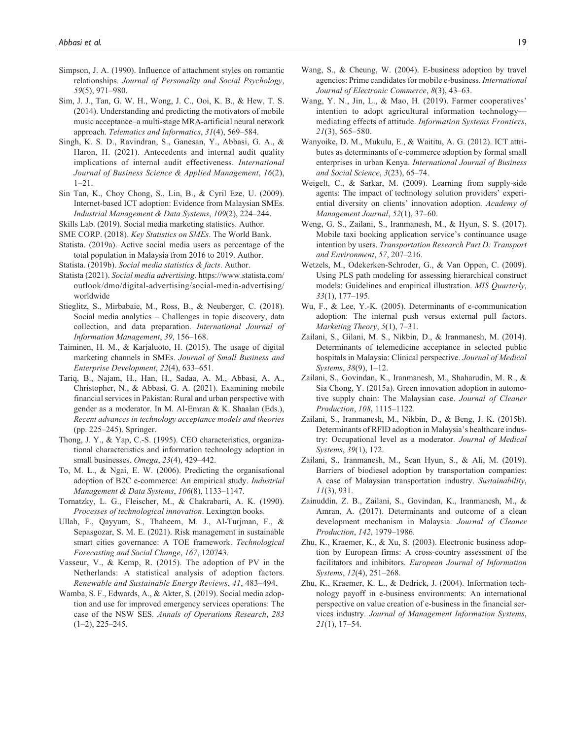Simpson, J. A. (1990). Influence of attachment styles on romantic relationships. *Journal of Personality and Social Psychology*, *59*(5), 971–980.

Sim, J. J., Tan, G. W. H., Wong, J. C., Ooi, K. B., & Hew, T. S. (2014). Understanding and predicting the motivators of mobile music acceptance–a multi-stage MRA-artificial neural network approach. *Telematics and Informatics*, *31*(4), 569–584.

Singh, K. S. D., Ravindran, S., Ganesan, Y., Abbasi, G. A., & Haron, H. (2021). Antecedents and internal audit quality implications of internal audit effectiveness. *International Journal of Business Science & Applied Management*, *16*(2), 1–21.

Sin Tan, K., Choy Chong, S., Lin, B., & Cyril Eze, U. (2009). Internet-based ICT adoption: Evidence from Malaysian SMEs. *Industrial Management & Data Systems*, *109*(2), 224–244.

Skills Lab. (2019). Social media marketing statistics. Author.

SME CORP. (2018). *Key Statistics on SMEs*. The World Bank.

Statista. (2019a). Active social media users as percentage of the total population in Malaysia from 2016 to 2019. Author.

Statista. (2019b). *Social media statistics & facts*. Author.

Statista (2021). *Social media advertising*. https://www.statista.com/outlook/dmo/digital-advertising/social-media-advertising/worldwide

Stieglitz, S., Mirbabaie, M., Ross, B., & Neuberger, C. (2018). Social media analytics – Challenges in topic discovery, data collection, and data preparation. *International Journal of Information Management*, *39*, 156–168.

Taiminen, H. M., & Karjaluoto, H. (2015). The usage of digital marketing channels in SMEs. *Journal of Small Business and Enterprise Development*, *22*(4), 633–651.

Tariq, B., Najam, H., Han, H., Sadaa, A. M., Abbasi, A. A., Christopher, N., & Abbasi, G. A. (2021). Examining mobile financial services in Pakistan: Rural and urban perspective with gender as a moderator. In M. Al-Emran & K. Shaalan (Eds.), *Recent advances in technology acceptance models and theories* (pp. 225–245). Springer.

Thong, J. Y., & Yap, C.-S. (1995). CEO characteristics, organizational characteristics and information technology adoption in small businesses. *Omega*, *23*(4), 429–442.

To, M. L., & Ngai, E. W. (2006). Predicting the organisational adoption of B2C e-commerce: An empirical study. *Industrial Management & Data Systems*, *106*(8), 1133–1147.

Tornatzky, L. G., Fleischer, M., & Chakrabarti, A. K. (1990). *Processes of technological innovation*. Lexington books.

Ullah, F., Qayyum, S., Thaheem, M. J., Al-Turjman, F., & Sepasgozar, S. M. E. (2021). Risk management in sustainable smart cities governance: A TOE framework. *Technological Forecasting and Social Change*, *167*, 120743.

Vasseur, V., & Kemp, R. (2015). The adoption of PV in the Netherlands: A statistical analysis of adoption factors. *Renewable and Sustainable Energy Reviews*, *41*, 483–494.

Wamba, S. F., Edwards, A., & Akter, S. (2019). Social media adoption and use for improved emergency services operations: The case of the NSW SES. *Annals of Operations Research*, *283* (1–2), 225–245.

Wang, S., & Cheung, W. (2004). E-business adoption by travel agencies: Prime candidates for mobile e-business. *International Journal of Electronic Commerce*, *8*(3), 43–63.

Wang, Y. N., Jin, L., & Mao, H. (2019). Farmer cooperatives' intention to adopt agricultural information technology—mediating effects of attitude. *Information Systems Frontiers*, *21*(3), 565–580.

Wanyoike, D. M., Mukulu, E., & Waititu, A. G. (2012). ICT attributes as determinants of e-commerce adoption by formal small enterprises in urban Kenya. *International Journal of Business and Social Science*, *3*(23), 65–74.

Weigelt, C., & Sarkar, M. (2009). Learning from supply-side agents: The impact of technology solution providers' experiential diversity on clients' innovation adoption. *Academy of Management Journal*, *52*(1), 37–60.

Weng, G. S., Zailani, S., Iranmanesh, M., & Hyun, S. S. (2017). Mobile taxi booking application service's continuance usage intention by users. *Transportation Research Part D: Transport and Environment*, *57*, 207–216.

Wetzels, M., Odekerken-Schroder, G., & Van Oppen, C. (2009). Using PLS path modeling for assessing hierarchical construct models: Guidelines and empirical illustration. *MIS Quarterly*, *33*(1), 177–195.

Wu, F., & Lee, Y.-K. (2005). Determinants of e-communication adoption: The internal push versus external pull factors. *Marketing Theory*, *5*(1), 7–31.

Zailani, S., Gilani, M. S., Nikbin, D., & Iranmanesh, M. (2014). Determinants of telemedicine acceptance in selected public hospitals in Malaysia: Clinical perspective. *Journal of Medical Systems*, *38*(9), 1–12.

Zailani, S., Govindan, K., Iranmanesh, M., Shaharudin, M. R., & Sia Chong, Y. (2015a). Green innovation adoption in automotive supply chain: The Malaysian case. *Journal of Cleaner Production*, *108*, 1115–1122.

Zailani, S., Iranmanesh, M., Nikbin, D., & Beng, J. K. (2015b). Determinants of RFID adoption in Malaysia's healthcare industry: Occupational level as a moderator. *Journal of Medical Systems*, *39*(1), 172.

Zailani, S., Iranmanesh, M., Sean Hyun, S., & Ali, M. (2019). Barriers of biodiesel adoption by transportation companies: A case of Malaysian transportation industry. *Sustainability*, *11*(3), 931.

Zainuddin, Z. B., Zailani, S., Govindan, K., Iranmanesh, M., & Amran, A. (2017). Determinants and outcome of a clean development mechanism in Malaysia. *Journal of Cleaner Production*, *142*, 1979–1986.

Zhu, K., Kraemer, K., & Xu, S. (2003). Electronic business adoption by European firms: A cross-country assessment of the facilitators and inhibitors. *European Journal of Information Systems*, *12*(4), 251–268.

Zhu, K., Kraemer, K. L., & Dedrick, J. (2004). Information technology payoff in e-business environments: An international perspective on value creation of e-business in the financial services industry. *Journal of Management Information Systems*, *21*(1), 17–54.